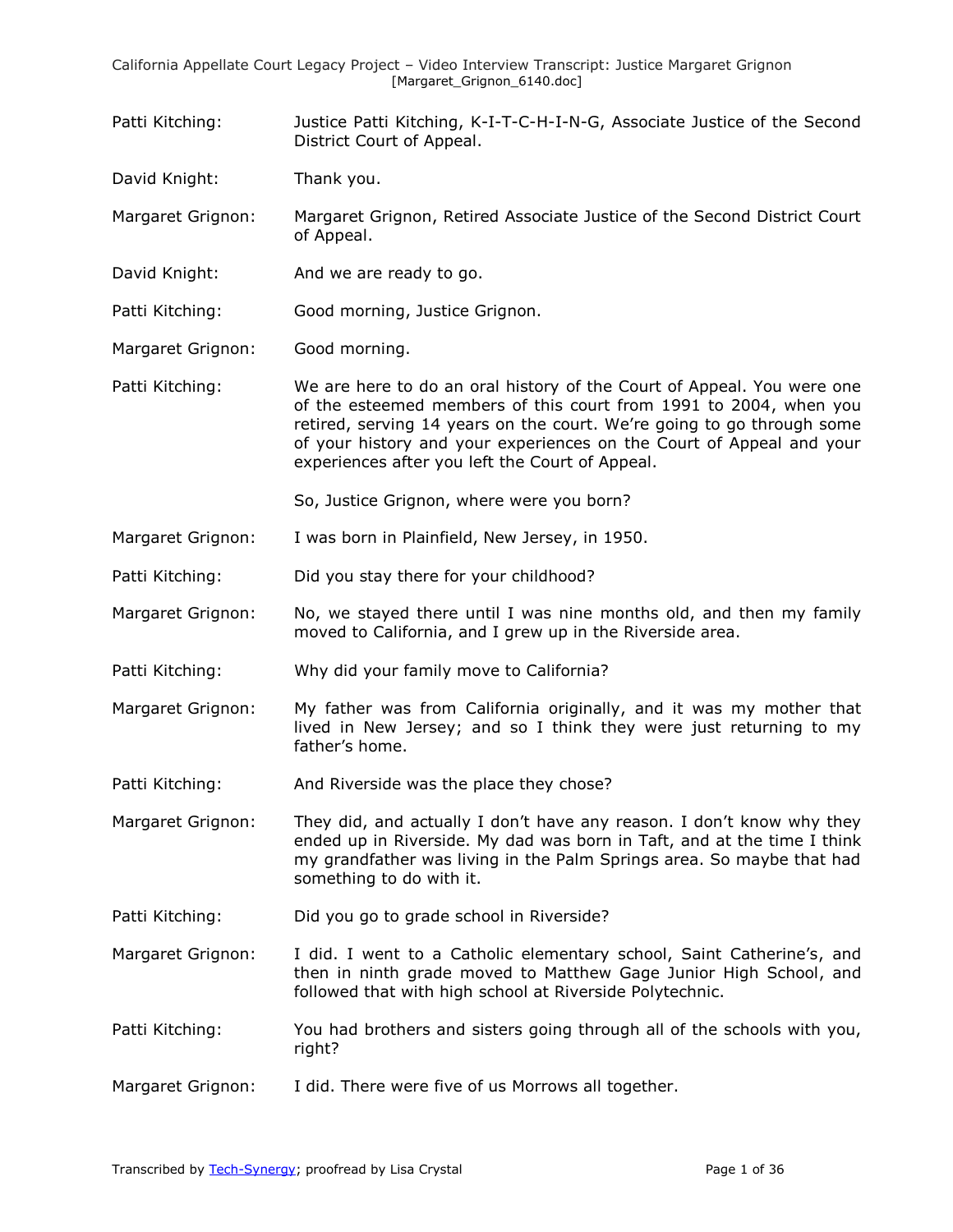Patti Kitching: Justice Patti Kitching, K-I-T-C-H-I-N-G, Associate Justice of the Second District Court of Appeal.

David Knight: Thank you.

Margaret Grignon: Margaret Grignon, Retired Associate Justice of the Second District Court of Appeal.

David Knight: And we are ready to go.

Patti Kitching: Good morning, Justice Grignon.

Margaret Grignon: Good morning.

Patti Kitching: We are here to do an oral history of the Court of Appeal. You were one of the esteemed members of this court from 1991 to 2004, when you retired, serving 14 years on the court. We're going to go through some of your history and your experiences on the Court of Appeal and your experiences after you left the Court of Appeal.

So, Justice Grignon, where were you born?

Margaret Grignon: I was born in Plainfield, New Jersey, in 1950.

Patti Kitching: Did you stay there for your childhood?

Margaret Grignon: No, we stayed there until I was nine months old, and then my family moved to California, and I grew up in the Riverside area.

Patti Kitching: Why did your family move to California?

Margaret Grignon: My father was from California originally, and it was my mother that lived in New Jersey; and so I think they were just returning to my father's home.

Patti Kitching: And Riverside was the place they chose?

Margaret Grignon: They did, and actually I don't have any reason. I don't know why they ended up in Riverside. My dad was born in Taft, and at the time I think my grandfather was living in the Palm Springs area. So maybe that had something to do with it.

Patti Kitching: Did you go to grade school in Riverside?

Margaret Grignon: I did. I went to a Catholic elementary school, Saint Catherine's, and then in ninth grade moved to Matthew Gage Junior High School, and followed that with high school at Riverside Polytechnic.

Patti Kitching: You had brothers and sisters going through all of the schools with you, right?

Margaret Grignon: I did. There were five of us Morrows all together.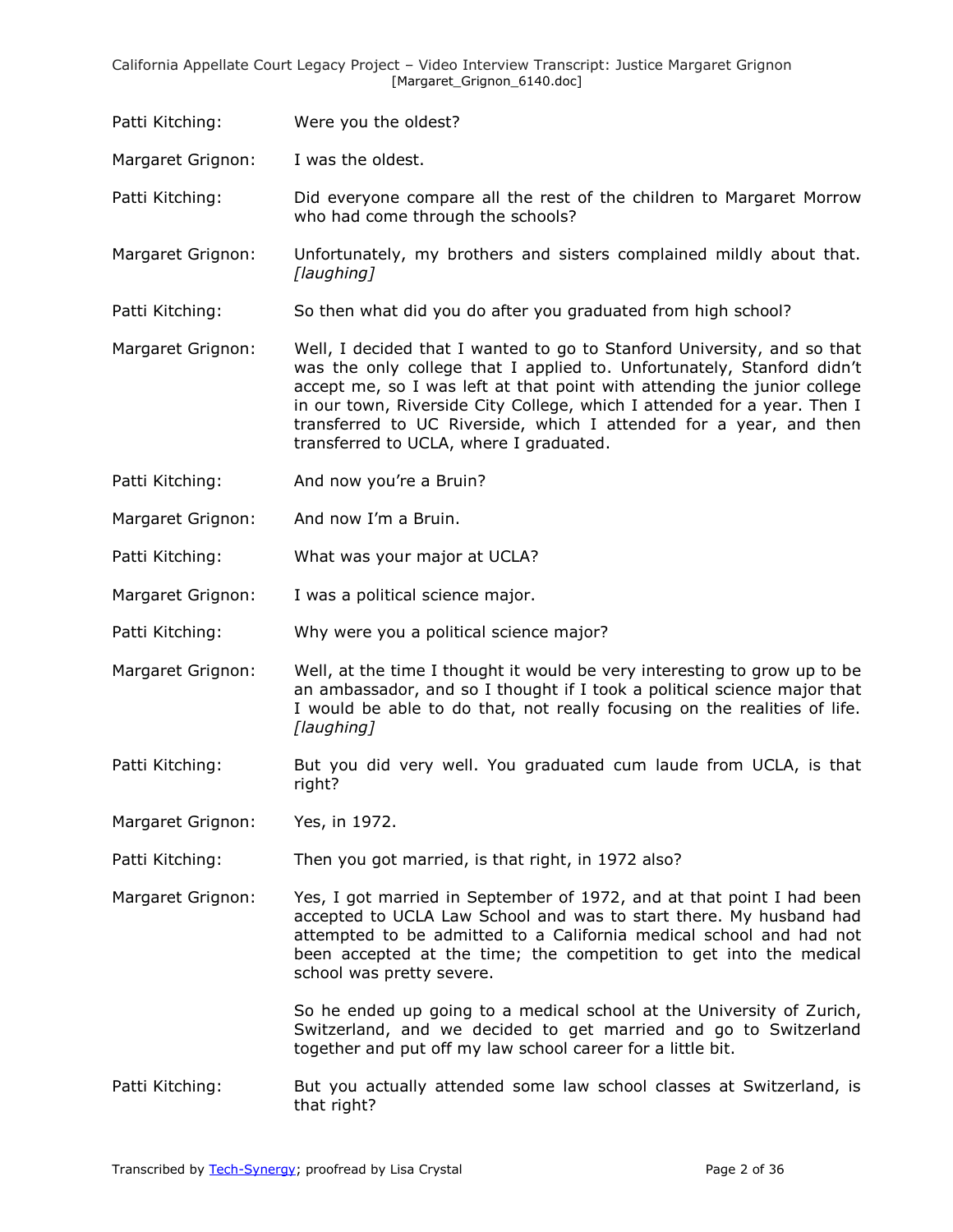Patti Kitching: Were you the oldest?

Margaret Grignon: I was the oldest.

Patti Kitching: Did everyone compare all the rest of the children to Margaret Morrow who had come through the schools?

Margaret Grignon: Unfortunately, my brothers and sisters complained mildly about that. *[laughing]*

Patti Kitching: So then what did you do after you graduated from high school?

Margaret Grignon: Well, I decided that I wanted to go to Stanford University, and so that was the only college that I applied to. Unfortunately, Stanford didn't accept me, so I was left at that point with attending the junior college in our town, Riverside City College, which I attended for a year. Then I transferred to UC Riverside, which I attended for a year, and then transferred to UCLA, where I graduated.

Patti Kitching: And now you're a Bruin?

Margaret Grignon: And now I'm a Bruin.

Patti Kitching: What was your major at UCLA?

Margaret Grignon: I was a political science major.

Patti Kitching: Why were you a political science major?

Margaret Grignon: Well, at the time I thought it would be very interesting to grow up to be an ambassador, and so I thought if I took a political science major that I would be able to do that, not really focusing on the realities of life. *[laughing]*

Patti Kitching: But you did very well. You graduated cum laude from UCLA, is that right?

Margaret Grignon: Yes, in 1972.

Patti Kitching: Then you got married, is that right, in 1972 also?

Margaret Grignon: Yes, I got married in September of 1972, and at that point I had been accepted to UCLA Law School and was to start there. My husband had attempted to be admitted to a California medical school and had not been accepted at the time; the competition to get into the medical school was pretty severe.

So he ended up going to a medical school at the University of Zurich, Switzerland, and we decided to get married and go to Switzerland together and put off my law school career for a little bit.

Patti Kitching: But you actually attended some law school classes at Switzerland, is that right?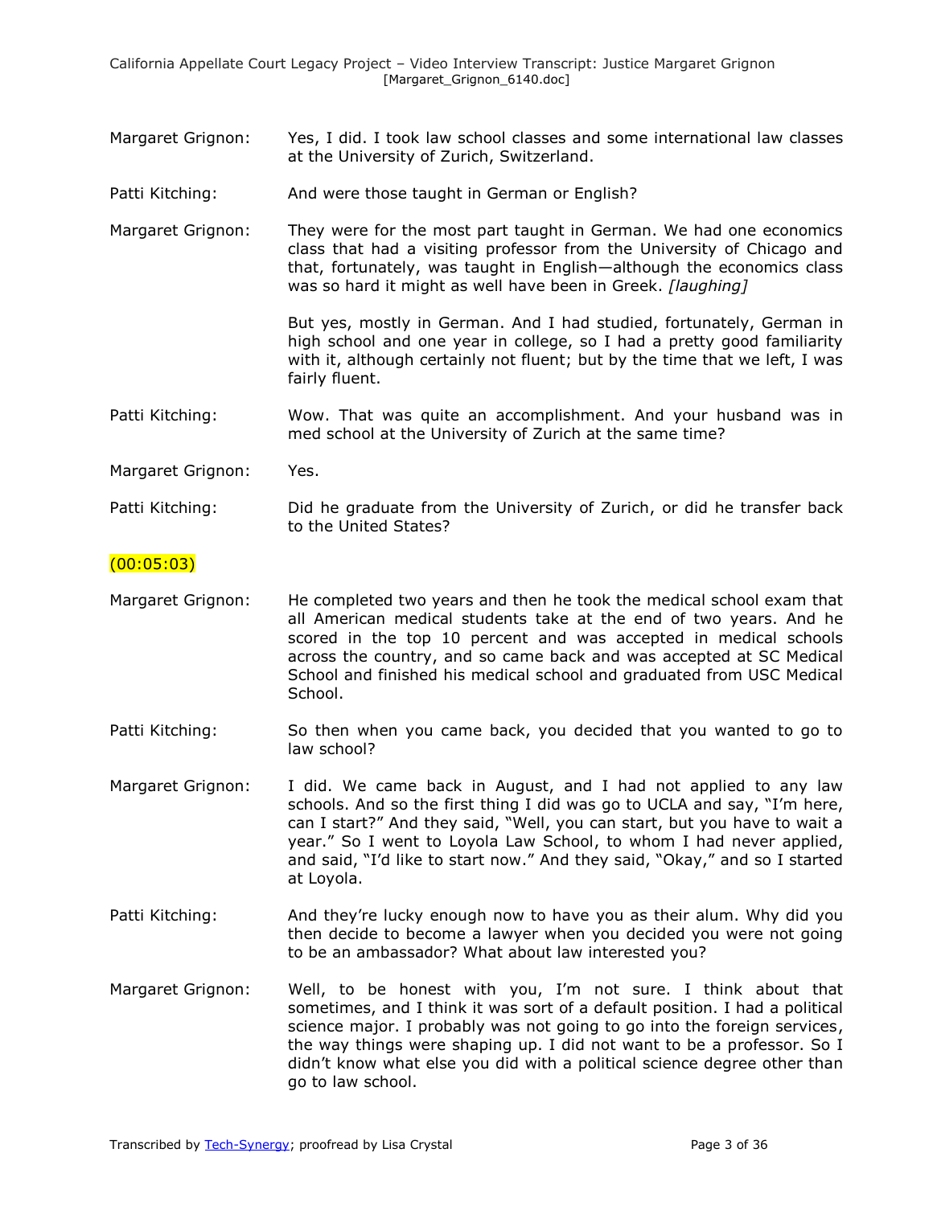Margaret Grignon: Yes, I did. I took law school classes and some international law classes at the University of Zurich, Switzerland.

Patti Kitching: And were those taught in German or English?

Margaret Grignon: They were for the most part taught in German. We had one economics class that had a visiting professor from the University of Chicago and that, fortunately, was taught in English—although the economics class was so hard it might as well have been in Greek. *[laughing]*

But yes, mostly in German. And I had studied, fortunately, German in high school and one year in college, so I had a pretty good familiarity with it, although certainly not fluent; but by the time that we left, I was fairly fluent.

Patti Kitching: Wow. That was quite an accomplishment. And your husband was in med school at the University of Zurich at the same time?

Margaret Grignon: Yes.

Patti Kitching: Did he graduate from the University of Zurich, or did he transfer back to the United States?

(00:05:03)

Margaret Grignon: He completed two years and then he took the medical school exam that all American medical students take at the end of two years. And he scored in the top 10 percent and was accepted in medical schools across the country, and so came back and was accepted at SC Medical School and finished his medical school and graduated from USC Medical School.

Patti Kitching: So then when you came back, you decided that you wanted to go to law school?

Margaret Grignon: I did. We came back in August, and I had not applied to any law schools. And so the first thing I did was go to UCLA and say, "I'm here, can I start?" And they said, "Well, you can start, but you have to wait a year." So I went to Loyola Law School, to whom I had never applied, and said, "I'd like to start now." And they said, "Okay," and so I started at Loyola.

Patti Kitching: And they're lucky enough now to have you as their alum. Why did you then decide to become a lawyer when you decided you were not going to be an ambassador? What about law interested you?

Margaret Grignon: Well, to be honest with you, I'm not sure. I think about that sometimes, and I think it was sort of a default position. I had a political science major. I probably was not going to go into the foreign services, the way things were shaping up. I did not want to be a professor. So I didn't know what else you did with a political science degree other than go to law school.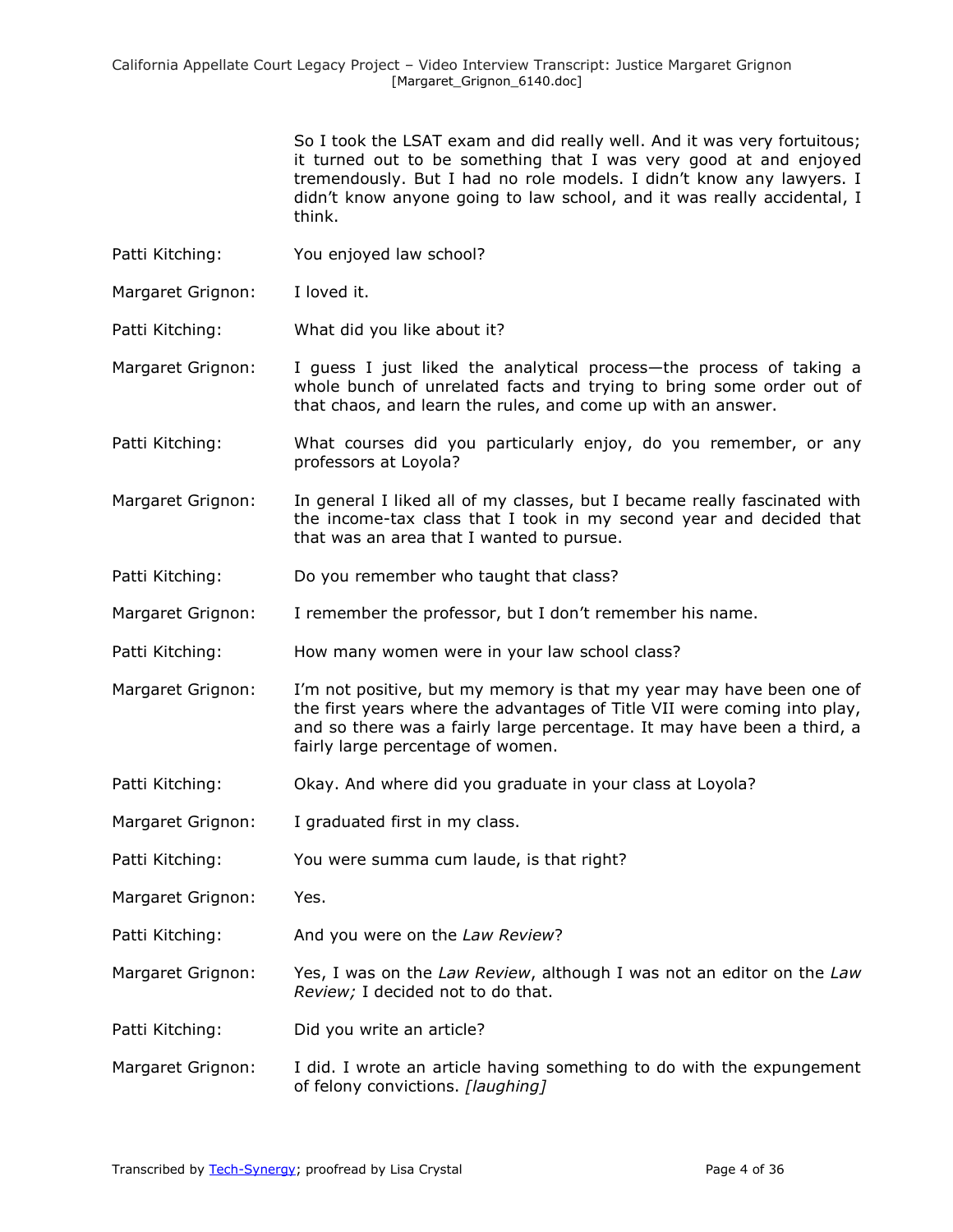So I took the LSAT exam and did really well. And it was very fortuitous; it turned out to be something that I was very good at and enjoyed tremendously. But I had no role models. I didn't know any lawyers. I didn't know anyone going to law school, and it was really accidental, I think.

Patti Kitching: You enjoyed law school?

Margaret Grignon: I loved it.

Patti Kitching: What did you like about it?

Margaret Grignon: I guess I just liked the analytical process—the process of taking a whole bunch of unrelated facts and trying to bring some order out of that chaos, and learn the rules, and come up with an answer.

Patti Kitching: What courses did you particularly enjoy, do you remember, or any professors at Loyola?

Margaret Grignon: In general I liked all of my classes, but I became really fascinated with the income-tax class that I took in my second year and decided that that was an area that I wanted to pursue.

Patti Kitching: Do you remember who taught that class?

Margaret Grignon: I remember the professor, but I don't remember his name.

Patti Kitching: How many women were in your law school class?

Margaret Grignon: I'm not positive, but my memory is that my year may have been one of the first years where the advantages of Title VII were coming into play, and so there was a fairly large percentage. It may have been a third, a fairly large percentage of women.

Patti Kitching: Okay. And where did you graduate in your class at Loyola?

Margaret Grignon: I graduated first in my class.

Patti Kitching: You were summa cum laude, is that right?

Margaret Grignon: Yes.

Patti Kitching: And you were on the *Law Review*?

Margaret Grignon: Yes, I was on the *Law Review*, although I was not an editor on the *Law Review;* I decided not to do that.

Patti Kitching: Did you write an article?

Margaret Grignon: I did. I wrote an article having something to do with the expungement of felony convictions. *[laughing]*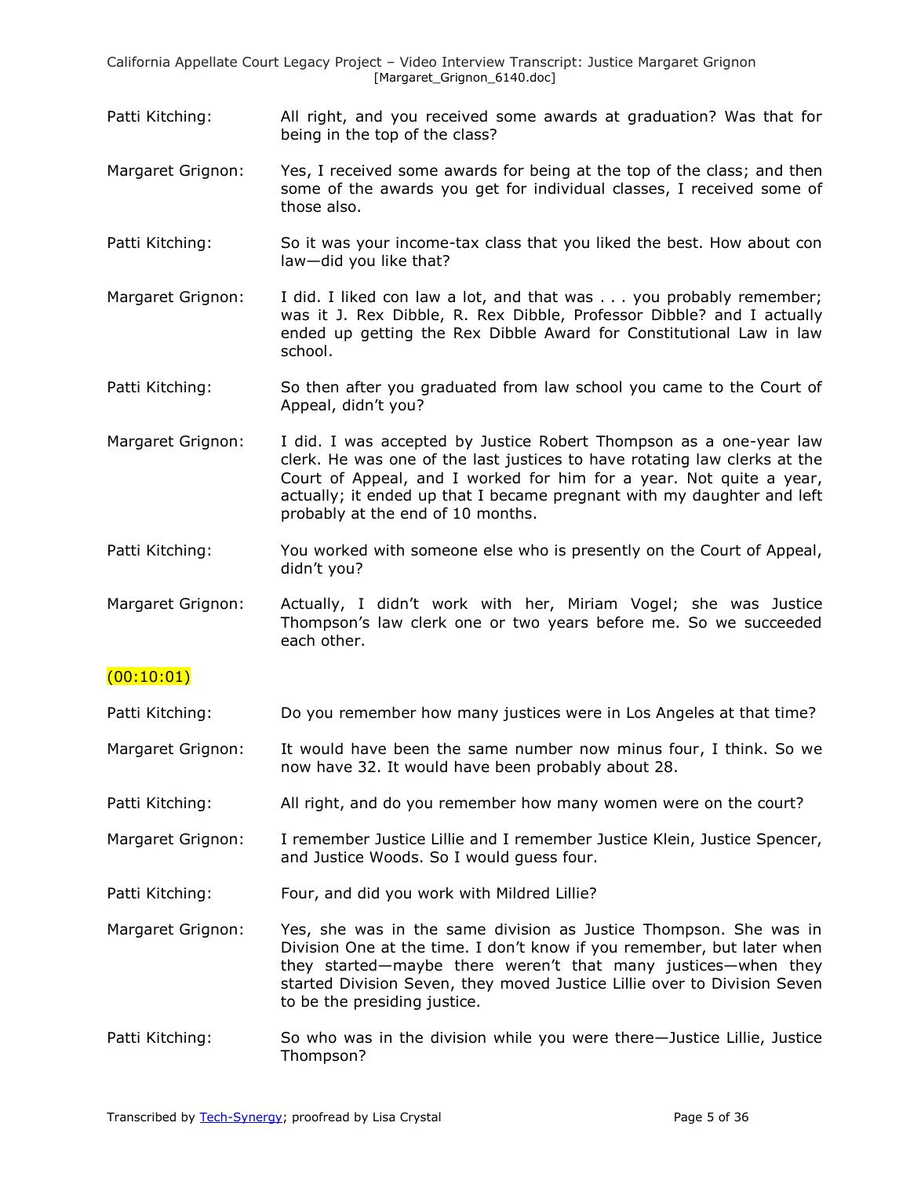Patti Kitching: All right, and you received some awards at graduation? Was that for being in the top of the class?

Margaret Grignon: Yes, I received some awards for being at the top of the class; and then some of the awards you get for individual classes, I received some of those also.

Patti Kitching: So it was your income-tax class that you liked the best. How about con law—did you like that?

Margaret Grignon: I did. I liked con law a lot, and that was . . . you probably remember; was it J. Rex Dibble, R. Rex Dibble, Professor Dibble? and I actually ended up getting the Rex Dibble Award for Constitutional Law in law school.

Patti Kitching: So then after you graduated from law school you came to the Court of Appeal, didn't you?

Margaret Grignon: I did. I was accepted by Justice Robert Thompson as a one-year law clerk. He was one of the last justices to have rotating law clerks at the Court of Appeal, and I worked for him for a year. Not quite a year, actually; it ended up that I became pregnant with my daughter and left probably at the end of 10 months.

Patti Kitching: You worked with someone else who is presently on the Court of Appeal, didn't you?

Margaret Grignon: Actually, I didn't work with her, Miriam Vogel; she was Justice Thompson's law clerk one or two years before me. So we succeeded each other.

(00:10:01)

Patti Kitching: Do you remember how many justices were in Los Angeles at that time?

Margaret Grignon: It would have been the same number now minus four, I think. So we now have 32. It would have been probably about 28.

Patti Kitching: All right, and do you remember how many women were on the court?

Margaret Grignon: I remember Justice Lillie and I remember Justice Klein, Justice Spencer, and Justice Woods. So I would guess four.

Patti Kitching: Four, and did you work with Mildred Lillie?

Margaret Grignon: Yes, she was in the same division as Justice Thompson. She was in Division One at the time. I don't know if you remember, but later when they started—maybe there weren't that many justices—when they started Division Seven, they moved Justice Lillie over to Division Seven to be the presiding justice.

Patti Kitching: So who was in the division while you were there—Justice Lillie, Justice Thompson?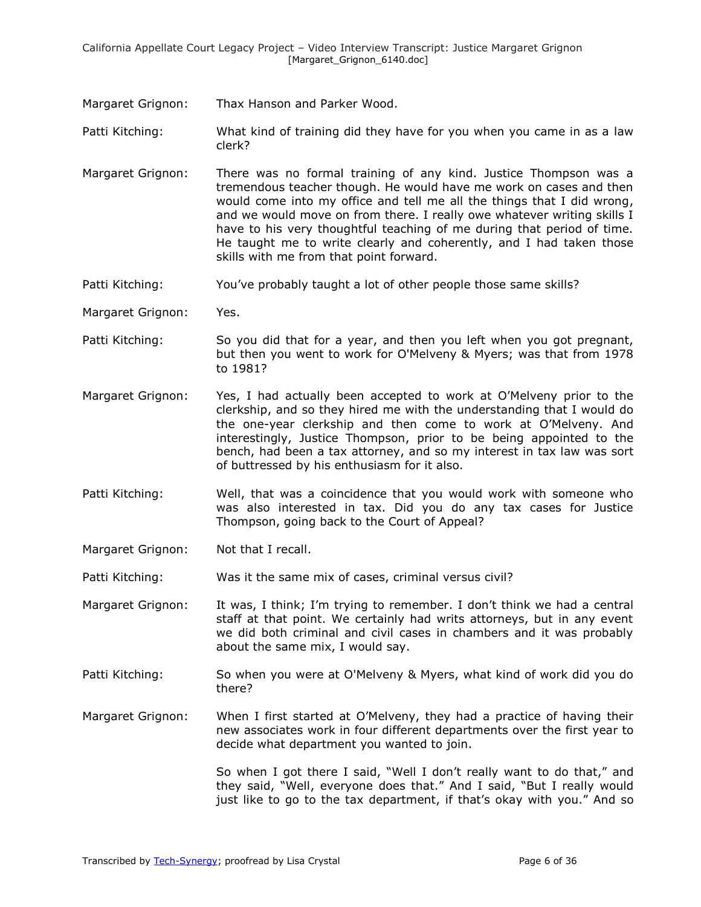Margaret Grignon: Thax Hanson and Parker Wood.

Patti Kitching: What kind of training did they have for you when you came in as a law clerk?

Margaret Grignon: There was no formal training of any kind. Justice Thompson was a tremendous teacher though. He would have me work on cases and then would come into my office and tell me all the things that I did wrong, and we would move on from there. I really owe whatever writing skills I have to his very thoughtful teaching of me during that period of time. He taught me to write clearly and coherently, and I had taken those skills with me from that point forward.

Patti Kitching: You've probably taught a lot of other people those same skills?

Margaret Grignon: Yes.

Patti Kitching: So you did that for a year, and then you left when you got pregnant, but then you went to work for O'Melveny & Myers; was that from 1978 to 1981?

Margaret Grignon: Yes, I had actually been accepted to work at O'Melveny prior to the clerkship, and so they hired me with the understanding that I would do the one-year clerkship and then come to work at O'Melveny. And interestingly, Justice Thompson, prior to be being appointed to the bench, had been a tax attorney, and so my interest in tax law was sort of buttressed by his enthusiasm for it also.

Patti Kitching: Well, that was a coincidence that you would work with someone who was also interested in tax. Did you do any tax cases for Justice Thompson, going back to the Court of Appeal?

Margaret Grignon: Not that I recall.

Patti Kitching: Was it the same mix of cases, criminal versus civil?

Margaret Grignon: It was, I think; I'm trying to remember. I don't think we had a central staff at that point. We certainly had writs attorneys, but in any event we did both criminal and civil cases in chambers and it was probably about the same mix, I would say.

Patti Kitching: So when you were at O'Melveny & Myers, what kind of work did you do there?

Margaret Grignon: When I first started at O'Melveny, they had a practice of having their new associates work in four different departments over the first year to decide what department you wanted to join.

So when I got there I said, "Well I don't really want to do that," and they said, "Well, everyone does that." And I said, "But I really would just like to go to the tax department, if that's okay with you." And so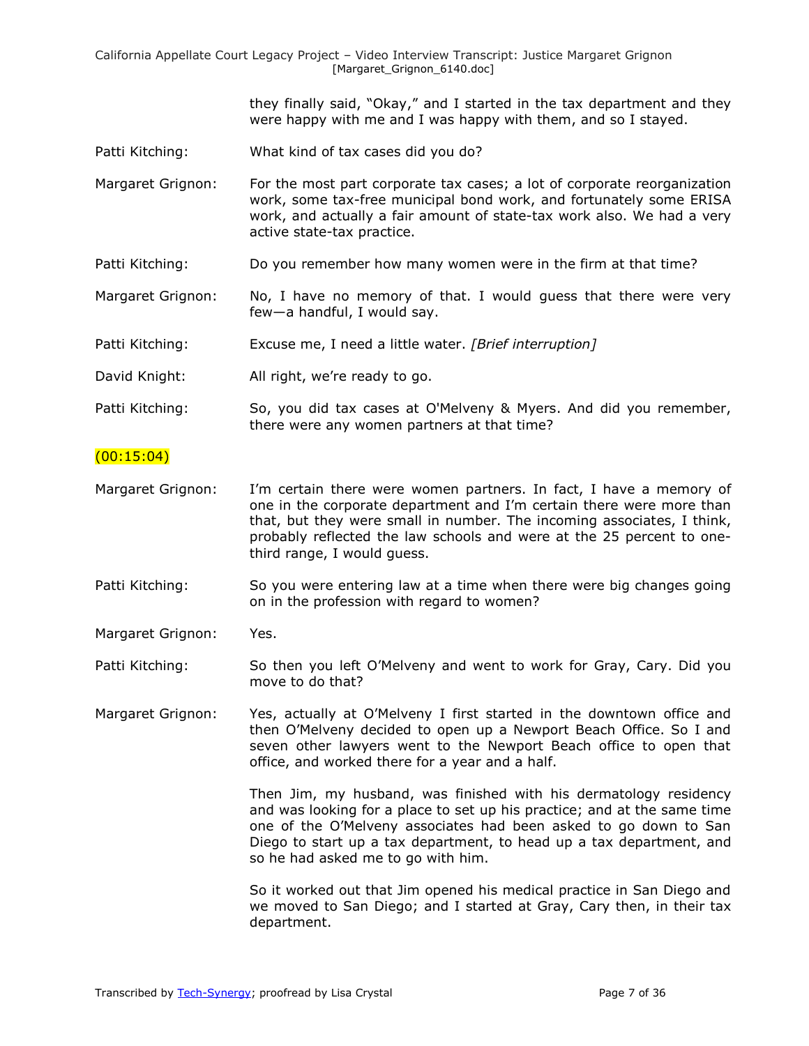they finally said, “Okay,” and I started in the tax department and they were happy with me and I was happy with them, and so I stayed.

Patti Kitching: What kind of tax cases did you do?

Margaret Grignon: For the most part corporate tax cases; a lot of corporate reorganization work, some tax-free municipal bond work, and fortunately some ERISA work, and actually a fair amount of state-tax work also. We had a very active state-tax practice.

Patti Kitching: Do you remember how many women were in the firm at that time?

Margaret Grignon: No, I have no memory of that. I would guess that there were very few—a handful, I would say.

Patti Kitching: Excuse me, I need a little water. *[Brief interruption]*

David Knight: All right, we’re ready to go.

Patti Kitching: So, you did tax cases at O'Melveny & Myers. And did you remember, there were any women partners at that time?

(00:15:04)

Margaret Grignon: I’m certain there were women partners. In fact, I have a memory of one in the corporate department and I’m certain there were more than that, but they were small in number. The incoming associates, I think, probably reflected the law schools and were at the 25 percent to one-third range, I would guess.

Patti Kitching: So you were entering law at a time when there were big changes going on in the profession with regard to women?

Margaret Grignon: Yes.

Patti Kitching: So then you left O’Melveny and went to work for Gray, Cary. Did you move to do that?

Margaret Grignon: Yes, actually at O’Melveny I first started in the downtown office and then O’Melveny decided to open up a Newport Beach Office. So I and seven other lawyers went to the Newport Beach office to open that office, and worked there for a year and a half.

Then Jim, my husband, was finished with his dermatology residency and was looking for a place to set up his practice; and at the same time one of the O’Melveny associates had been asked to go down to San Diego to start up a tax department, to head up a tax department, and so he had asked me to go with him.

So it worked out that Jim opened his medical practice in San Diego and we moved to San Diego; and I started at Gray, Cary then, in their tax department.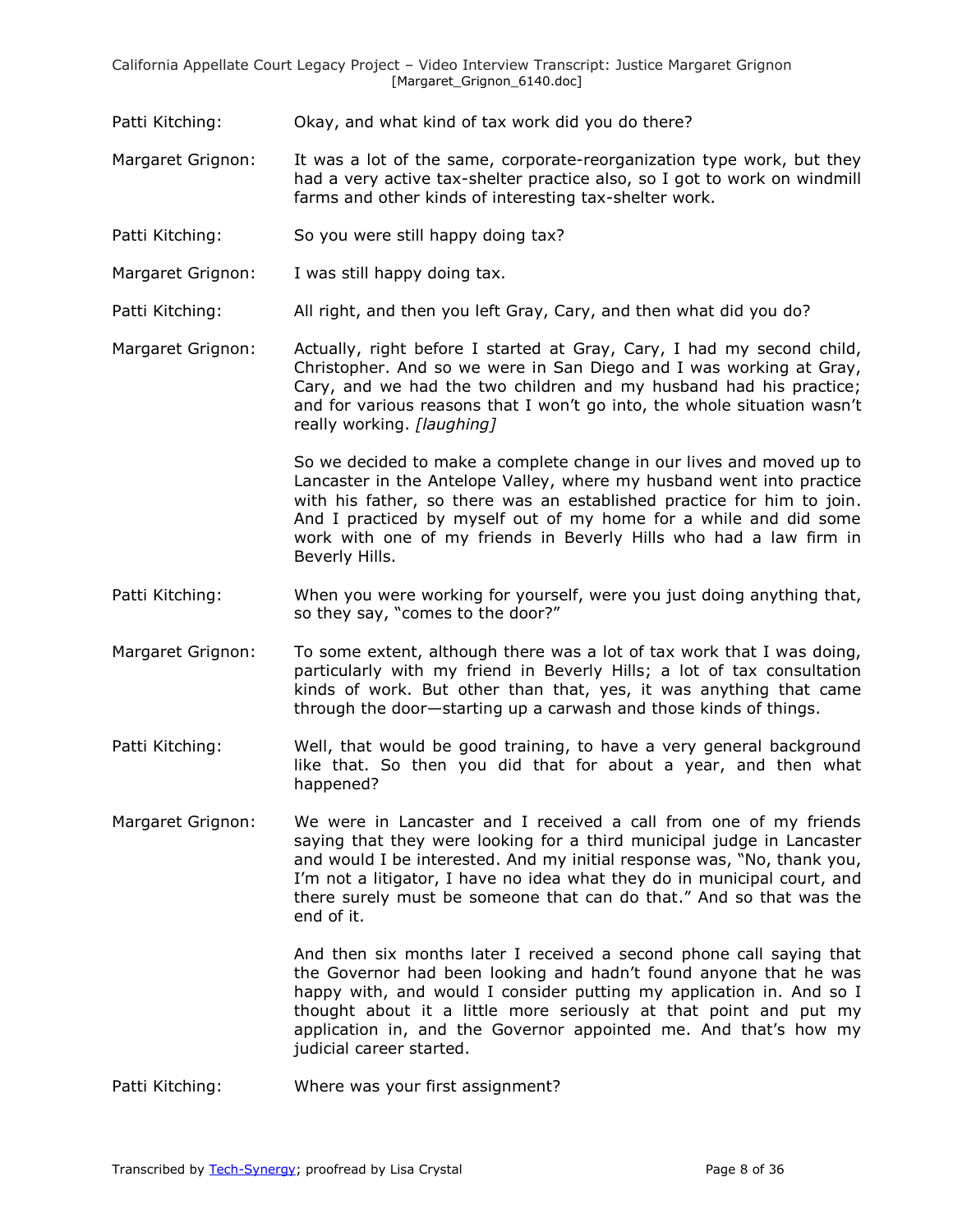Patti Kitching: Okay, and what kind of tax work did you do there?

Margaret Grignon: It was a lot of the same, corporate-reorganization type work, but they had a very active tax-shelter practice also, so I got to work on windmill farms and other kinds of interesting tax-shelter work.

Patti Kitching: So you were still happy doing tax?

Margaret Grignon: I was still happy doing tax.

Patti Kitching: All right, and then you left Gray, Cary, and then what did you do?

Margaret Grignon: Actually, right before I started at Gray, Cary, I had my second child, Christopher. And so we were in San Diego and I was working at Gray, Cary, and we had the two children and my husband had his practice; and for various reasons that I won't go into, the whole situation wasn't really working. *[laughing]*

So we decided to make a complete change in our lives and moved up to Lancaster in the Antelope Valley, where my husband went into practice with his father, so there was an established practice for him to join. And I practiced by myself out of my home for a while and did some work with one of my friends in Beverly Hills who had a law firm in Beverly Hills.

Patti Kitching: When you were working for yourself, were you just doing anything that, so they say, "comes to the door?"

Margaret Grignon: To some extent, although there was a lot of tax work that I was doing, particularly with my friend in Beverly Hills; a lot of tax consultation kinds of work. But other than that, yes, it was anything that came through the door—starting up a carwash and those kinds of things.

Patti Kitching: Well, that would be good training, to have a very general background like that. So then you did that for about a year, and then what happened?

Margaret Grignon: We were in Lancaster and I received a call from one of my friends saying that they were looking for a third municipal judge in Lancaster and would I be interested. And my initial response was, "No, thank you, I'm not a litigator, I have no idea what they do in municipal court, and there surely must be someone that can do that." And so that was the end of it.

And then six months later I received a second phone call saying that the Governor had been looking and hadn't found anyone that he was happy with, and would I consider putting my application in. And so I thought about it a little more seriously at that point and put my application in, and the Governor appointed me. And that's how my judicial career started.

Patti Kitching: Where was your first assignment?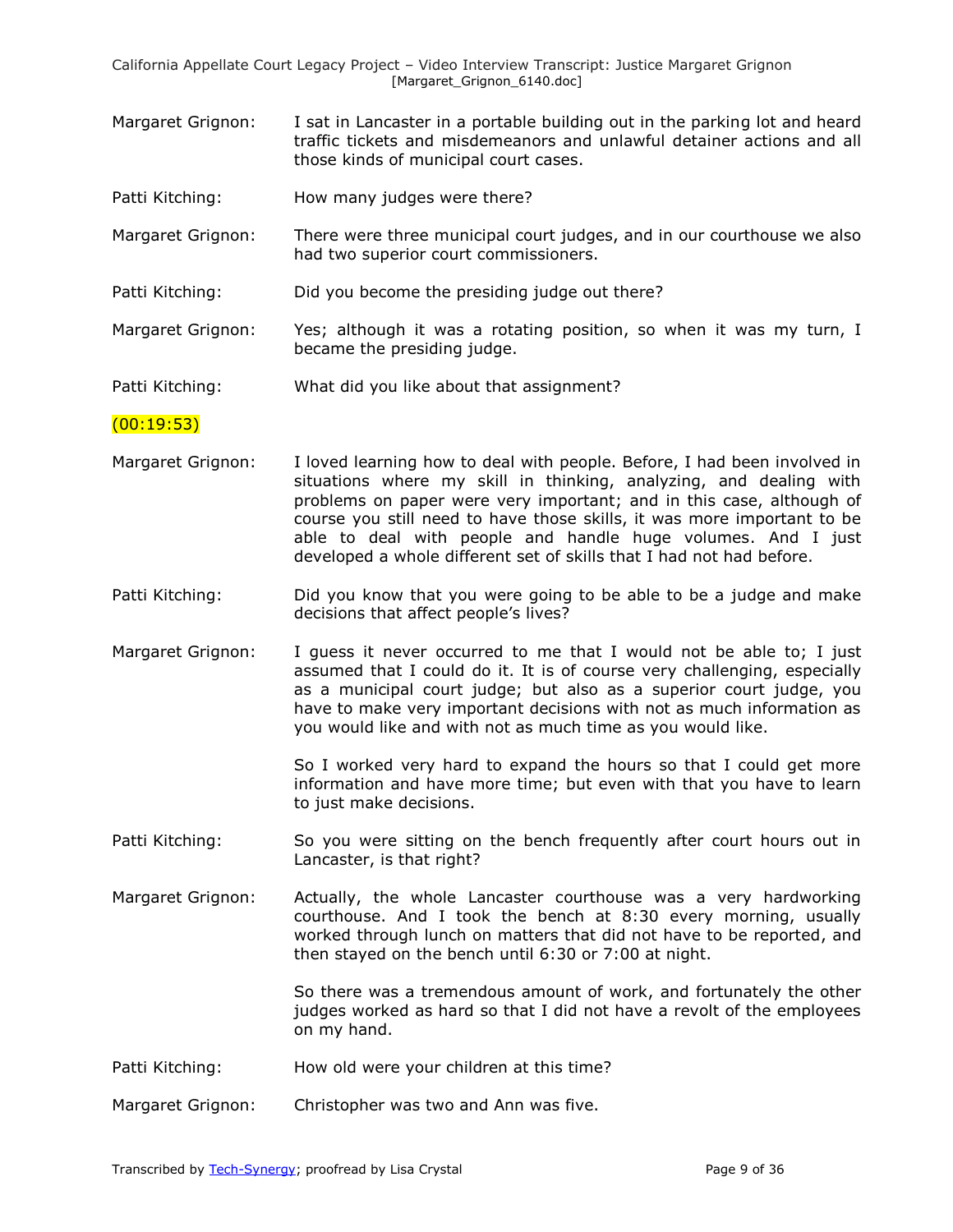Margaret Grignon: I sat in Lancaster in a portable building out in the parking lot and heard traffic tickets and misdemeanors and unlawful detainer actions and all those kinds of municipal court cases.

Patti Kitching: How many judges were there?

Margaret Grignon: There were three municipal court judges, and in our courthouse we also had two superior court commissioners.

Patti Kitching: Did you become the presiding judge out there?

Margaret Grignon: Yes; although it was a rotating position, so when it was my turn, I became the presiding judge.

Patti Kitching: What did you like about that assignment?

(00:19:53)

Margaret Grignon: I loved learning how to deal with people. Before, I had been involved in situations where my skill in thinking, analyzing, and dealing with problems on paper were very important; and in this case, although of course you still need to have those skills, it was more important to be able to deal with people and handle huge volumes. And I just developed a whole different set of skills that I had not had before.

Patti Kitching: Did you know that you were going to be able to be a judge and make decisions that affect people's lives?

Margaret Grignon: I guess it never occurred to me that I would not be able to; I just assumed that I could do it. It is of course very challenging, especially as a municipal court judge; but also as a superior court judge, you have to make very important decisions with not as much information as you would like and with not as much time as you would like.

So I worked very hard to expand the hours so that I could get more information and have more time; but even with that you have to learn to just make decisions.

Patti Kitching: So you were sitting on the bench frequently after court hours out in Lancaster, is that right?

Margaret Grignon: Actually, the whole Lancaster courthouse was a very hardworking courthouse. And I took the bench at 8:30 every morning, usually worked through lunch on matters that did not have to be reported, and then stayed on the bench until 6:30 or 7:00 at night.

So there was a tremendous amount of work, and fortunately the other judges worked as hard so that I did not have a revolt of the employees on my hand.

Patti Kitching: How old were your children at this time?

Margaret Grignon: Christopher was two and Ann was five.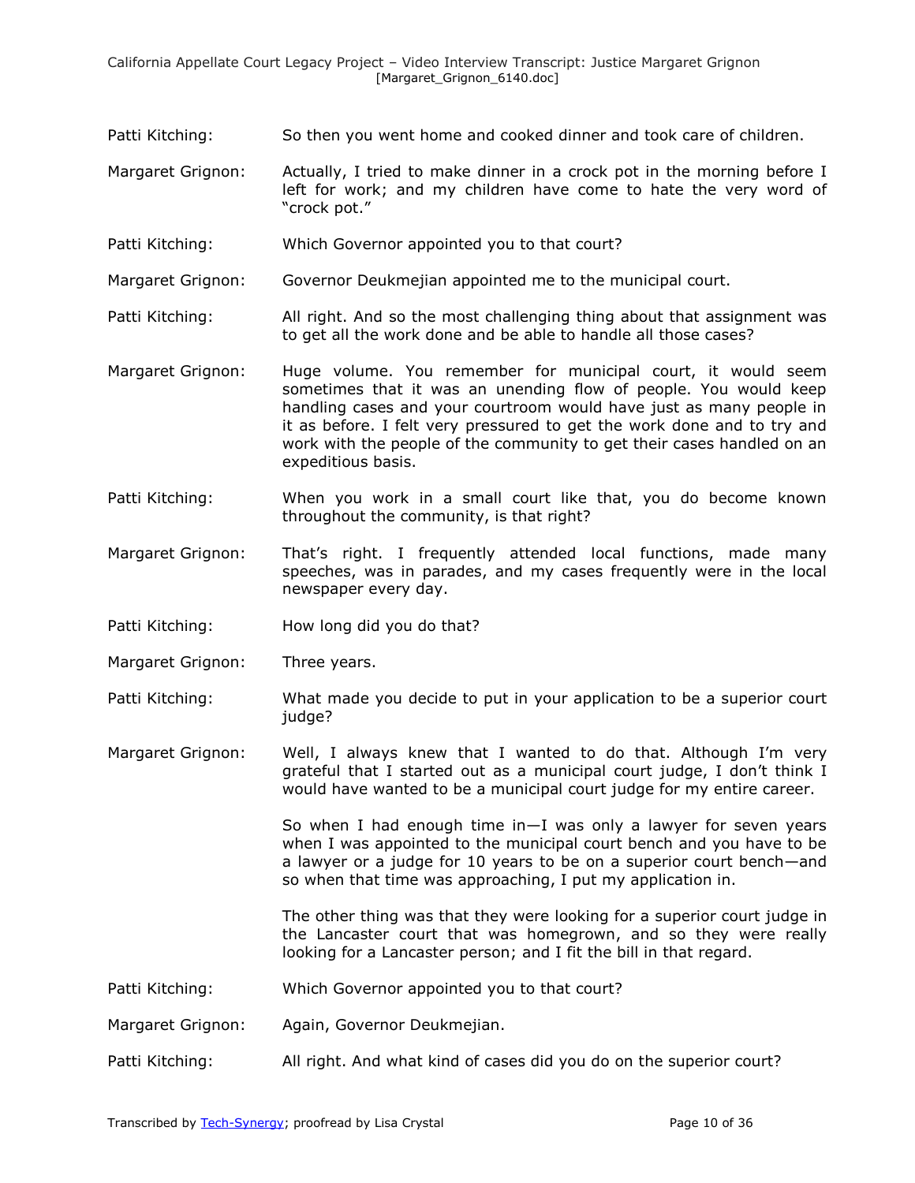Patti Kitching: So then you went home and cooked dinner and took care of children.

Margaret Grignon: Actually, I tried to make dinner in a crock pot in the morning before I left for work; and my children have come to hate the very word of "crock pot."

Patti Kitching: Which Governor appointed you to that court?

Margaret Grignon: Governor Deukmejian appointed me to the municipal court.

Patti Kitching: All right. And so the most challenging thing about that assignment was to get all the work done and be able to handle all those cases?

Margaret Grignon: Huge volume. You remember for municipal court, it would seem sometimes that it was an unending flow of people. You would keep handling cases and your courtroom would have just as many people in it as before. I felt very pressured to get the work done and to try and work with the people of the community to get their cases handled on an expeditious basis.

Patti Kitching: When you work in a small court like that, you do become known throughout the community, is that right?

Margaret Grignon: That's right. I frequently attended local functions, made many speeches, was in parades, and my cases frequently were in the local newspaper every day.

Patti Kitching: How long did you do that?

Margaret Grignon: Three years.

Patti Kitching: What made you decide to put in your application to be a superior court judge?

Margaret Grignon: Well, I always knew that I wanted to do that. Although I'm very grateful that I started out as a municipal court judge, I don't think I would have wanted to be a municipal court judge for my entire career.

So when I had enough time in—I was only a lawyer for seven years when I was appointed to the municipal court bench and you have to be a lawyer or a judge for 10 years to be on a superior court bench—and so when that time was approaching, I put my application in.

The other thing was that they were looking for a superior court judge in the Lancaster court that was homegrown, and so they were really looking for a Lancaster person; and I fit the bill in that regard.

Patti Kitching: Which Governor appointed you to that court?

Margaret Grignon: Again, Governor Deukmejian.

Patti Kitching: All right. And what kind of cases did you do on the superior court?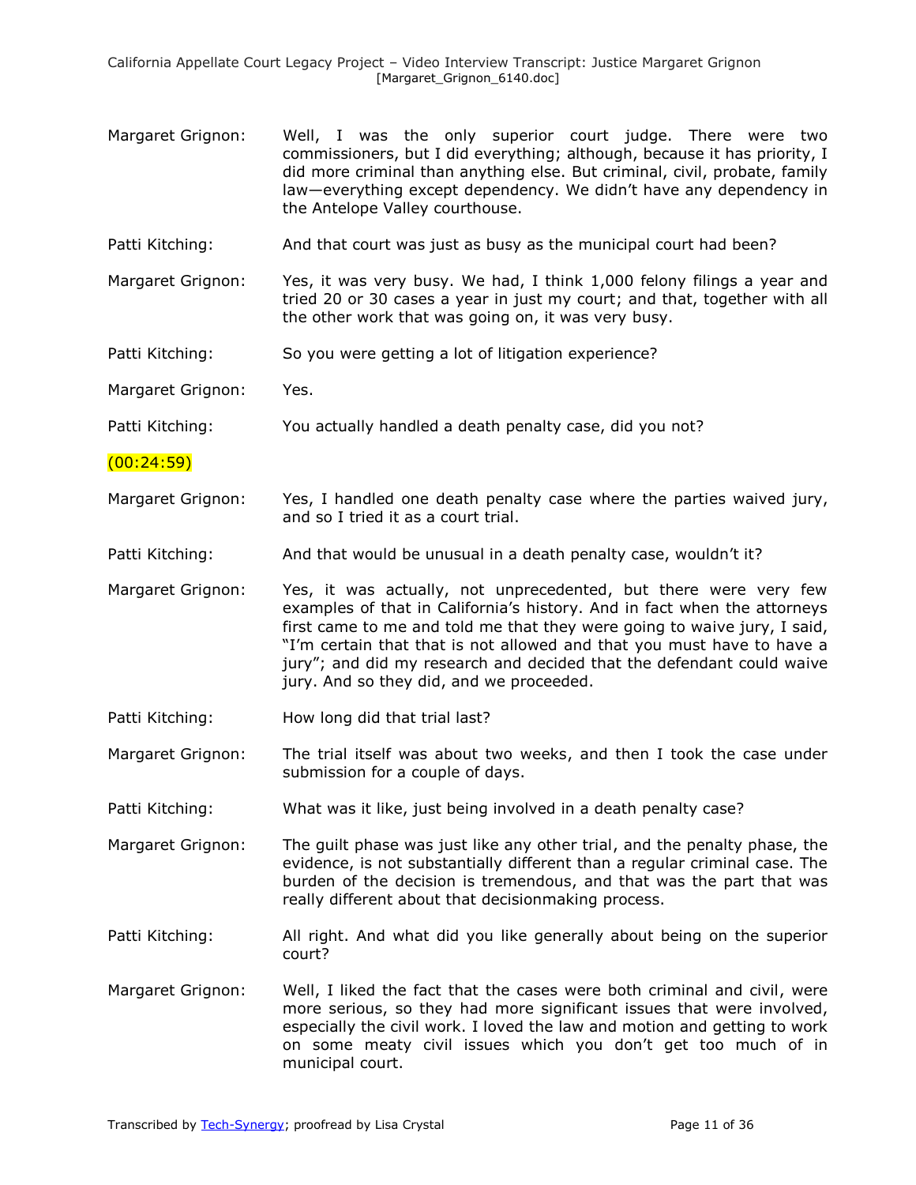Margaret Grignon: Well, I was the only superior court judge. There were two commissioners, but I did everything; although, because it has priority, I did more criminal than anything else. But criminal, civil, probate, family law—everything except dependency. We didn't have any dependency in the Antelope Valley courthouse.

Patti Kitching: And that court was just as busy as the municipal court had been?

Margaret Grignon: Yes, it was very busy. We had, I think 1,000 felony filings a year and tried 20 or 30 cases a year in just my court; and that, together with all the other work that was going on, it was very busy.

Patti Kitching: So you were getting a lot of litigation experience?

Margaret Grignon: Yes.

Patti Kitching: You actually handled a death penalty case, did you not?

(00:24:59)

Margaret Grignon: Yes, I handled one death penalty case where the parties waived jury, and so I tried it as a court trial.

Patti Kitching: And that would be unusual in a death penalty case, wouldn't it?

Margaret Grignon: Yes, it was actually, not unprecedented, but there were very few examples of that in California's history. And in fact when the attorneys first came to me and told me that they were going to waive jury, I said, "I'm certain that that is not allowed and that you must have to have a jury"; and did my research and decided that the defendant could waive jury. And so they did, and we proceeded.

Patti Kitching: How long did that trial last?

Margaret Grignon: The trial itself was about two weeks, and then I took the case under submission for a couple of days.

Patti Kitching: What was it like, just being involved in a death penalty case?

Margaret Grignon: The guilt phase was just like any other trial, and the penalty phase, the evidence, is not substantially different than a regular criminal case. The burden of the decision is tremendous, and that was the part that was really different about that decisionmaking process.

Patti Kitching: All right. And what did you like generally about being on the superior court?

Margaret Grignon: Well, I liked the fact that the cases were both criminal and civil, were more serious, so they had more significant issues that were involved, especially the civil work. I loved the law and motion and getting to work on some meaty civil issues which you don't get too much of in municipal court.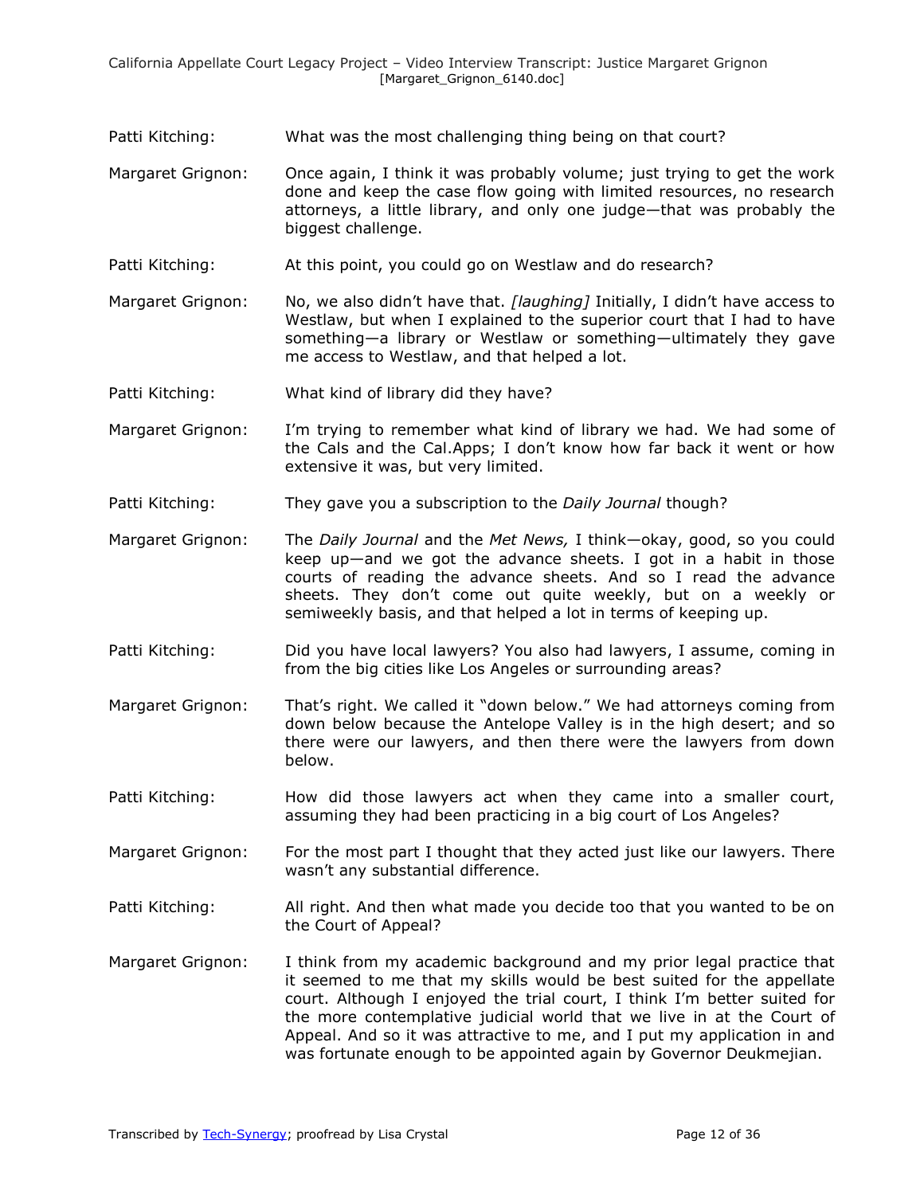Patti Kitching: What was the most challenging thing being on that court?

Margaret Grignon: Once again, I think it was probably volume; just trying to get the work done and keep the case flow going with limited resources, no research attorneys, a little library, and only one judge—that was probably the biggest challenge.

Patti Kitching: At this point, you could go on Westlaw and do research?

Margaret Grignon: No, we also didn't have that. *[laughing]* Initially, I didn't have access to Westlaw, but when I explained to the superior court that I had to have something—a library or Westlaw or something—ultimately they gave me access to Westlaw, and that helped a lot.

Patti Kitching: What kind of library did they have?

Margaret Grignon: I'm trying to remember what kind of library we had. We had some of the Cals and the Cal.Apps; I don't know how far back it went or how extensive it was, but very limited.

Patti Kitching: They gave you a subscription to the *Daily Journal* though?

Margaret Grignon: The *Daily Journal* and the *Met News,* I think—okay, good, so you could keep up—and we got the advance sheets. I got in a habit in those courts of reading the advance sheets. And so I read the advance sheets. They don't come out quite weekly, but on a weekly or semiweekly basis, and that helped a lot in terms of keeping up.

Patti Kitching: Did you have local lawyers? You also had lawyers, I assume, coming in from the big cities like Los Angeles or surrounding areas?

Margaret Grignon: That's right. We called it "down below." We had attorneys coming from down below because the Antelope Valley is in the high desert; and so there were our lawyers, and then there were the lawyers from down below.

Patti Kitching: How did those lawyers act when they came into a smaller court, assuming they had been practicing in a big court of Los Angeles?

Margaret Grignon: For the most part I thought that they acted just like our lawyers. There wasn't any substantial difference.

Patti Kitching: All right. And then what made you decide too that you wanted to be on the Court of Appeal?

Margaret Grignon: I think from my academic background and my prior legal practice that it seemed to me that my skills would be best suited for the appellate court. Although I enjoyed the trial court, I think I'm better suited for the more contemplative judicial world that we live in at the Court of Appeal. And so it was attractive to me, and I put my application in and was fortunate enough to be appointed again by Governor Deukmejian.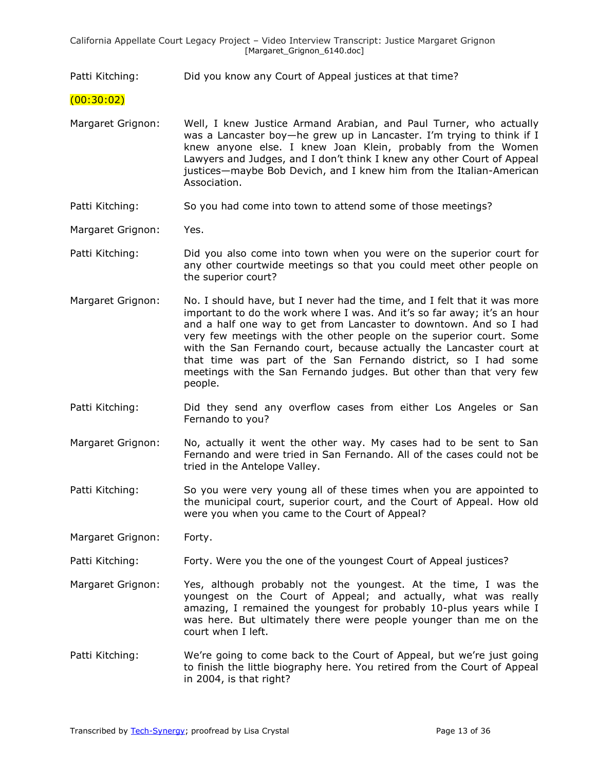Patti Kitching: Did you know any Court of Appeal justices at that time?

(00:30:02)

Margaret Grignon: Well, I knew Justice Armand Arabian, and Paul Turner, who actually was a Lancaster boy—he grew up in Lancaster. I'm trying to think if I knew anyone else. I knew Joan Klein, probably from the Women Lawyers and Judges, and I don't think I knew any other Court of Appeal justices—maybe Bob Devich, and I knew him from the Italian-American Association.

Patti Kitching: So you had come into town to attend some of those meetings?

Margaret Grignon: Yes.

Patti Kitching: Did you also come into town when you were on the superior court for any other courtwide meetings so that you could meet other people on the superior court?

Margaret Grignon: No. I should have, but I never had the time, and I felt that it was more important to do the work where I was. And it's so far away; it's an hour and a half one way to get from Lancaster to downtown. And so I had very few meetings with the other people on the superior court. Some with the San Fernando court, because actually the Lancaster court at that time was part of the San Fernando district, so I had some meetings with the San Fernando judges. But other than that very few people.

Patti Kitching: Did they send any overflow cases from either Los Angeles or San Fernando to you?

Margaret Grignon: No, actually it went the other way. My cases had to be sent to San Fernando and were tried in San Fernando. All of the cases could not be tried in the Antelope Valley.

Patti Kitching: So you were very young all of these times when you are appointed to the municipal court, superior court, and the Court of Appeal. How old were you when you came to the Court of Appeal?

Margaret Grignon: Forty.

Patti Kitching: Forty. Were you the one of the youngest Court of Appeal justices?

Margaret Grignon: Yes, although probably not the youngest. At the time, I was the youngest on the Court of Appeal; and actually, what was really amazing, I remained the youngest for probably 10-plus years while I was here. But ultimately there were people younger than me on the court when I left.

Patti Kitching: We're going to come back to the Court of Appeal, but we're just going to finish the little biography here. You retired from the Court of Appeal in 2004, is that right?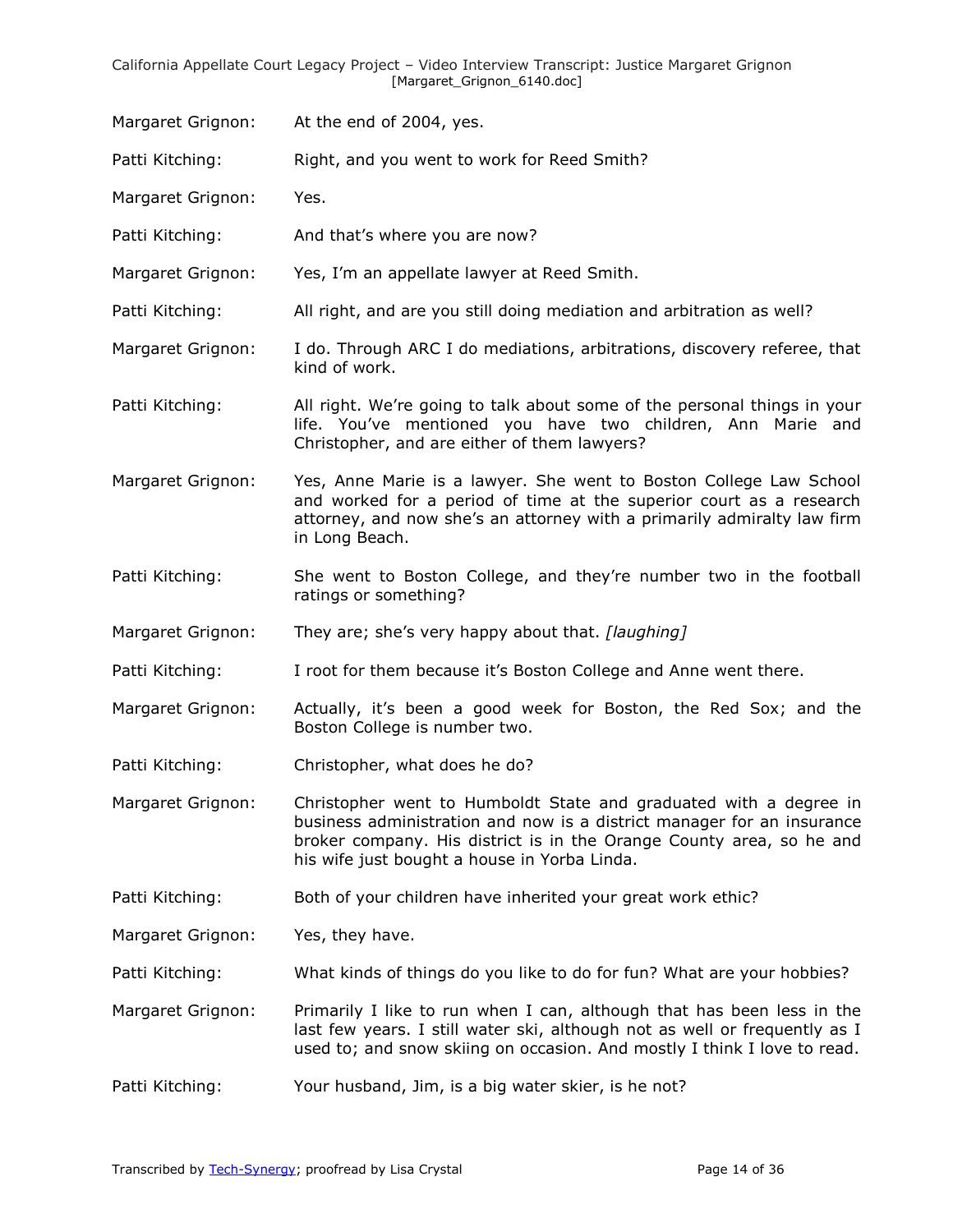Margaret Grignon: At the end of 2004, yes.

Patti Kitching: Right, and you went to work for Reed Smith?

Margaret Grignon: Yes.

Patti Kitching: And that's where you are now?

Margaret Grignon: Yes, I'm an appellate lawyer at Reed Smith.

Patti Kitching: All right, and are you still doing mediation and arbitration as well?

Margaret Grignon: I do. Through ARC I do mediations, arbitrations, discovery referee, that kind of work.

Patti Kitching: All right. We're going to talk about some of the personal things in your life. You've mentioned you have two children, Ann Marie and Christopher, and are either of them lawyers?

Margaret Grignon: Yes, Anne Marie is a lawyer. She went to Boston College Law School and worked for a period of time at the superior court as a research attorney, and now she's an attorney with a primarily admiralty law firm in Long Beach.

Patti Kitching: She went to Boston College, and they're number two in the football ratings or something?

Margaret Grignon: They are; she's very happy about that. *[laughing]*

Patti Kitching: I root for them because it's Boston College and Anne went there.

Margaret Grignon: Actually, it's been a good week for Boston, the Red Sox; and the Boston College is number two.

Patti Kitching: Christopher, what does he do?

Margaret Grignon: Christopher went to Humboldt State and graduated with a degree in business administration and now is a district manager for an insurance broker company. His district is in the Orange County area, so he and his wife just bought a house in Yorba Linda.

Patti Kitching: Both of your children have inherited your great work ethic?

Margaret Grignon: Yes, they have.

Patti Kitching: What kinds of things do you like to do for fun? What are your hobbies?

Margaret Grignon: Primarily I like to run when I can, although that has been less in the last few years. I still water ski, although not as well or frequently as I used to; and snow skiing on occasion. And mostly I think I love to read.

Patti Kitching: Your husband, Jim, is a big water skier, is he not?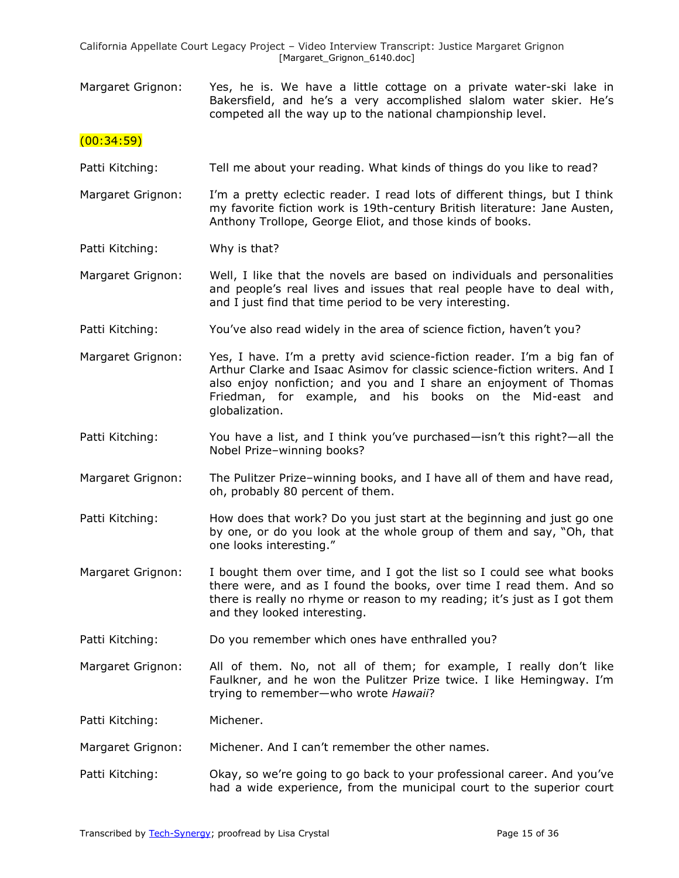Margaret Grignon: Yes, he is. We have a little cottage on a private water-ski lake in Bakersfield, and he's a very accomplished slalom water skier. He's competed all the way up to the national championship level.

(00:34:59)

Patti Kitching: Tell me about your reading. What kinds of things do you like to read?

Margaret Grignon: I'm a pretty eclectic reader. I read lots of different things, but I think my favorite fiction work is 19th-century British literature: Jane Austen, Anthony Trollope, George Eliot, and those kinds of books.

Patti Kitching: Why is that?

Margaret Grignon: Well, I like that the novels are based on individuals and personalities and people's real lives and issues that real people have to deal with, and I just find that time period to be very interesting.

Patti Kitching: You've also read widely in the area of science fiction, haven't you?

Margaret Grignon: Yes, I have. I'm a pretty avid science-fiction reader. I'm a big fan of Arthur Clarke and Isaac Asimov for classic science-fiction writers. And I also enjoy nonfiction; and you and I share an enjoyment of Thomas Friedman, for example, and his books on the Mid-east and globalization.

Patti Kitching: You have a list, and I think you've purchased—isn't this right?—all the Nobel Prize–winning books?

Margaret Grignon: The Pulitzer Prize–winning books, and I have all of them and have read, oh, probably 80 percent of them.

Patti Kitching: How does that work? Do you just start at the beginning and just go one by one, or do you look at the whole group of them and say, "Oh, that one looks interesting."

Margaret Grignon: I bought them over time, and I got the list so I could see what books there were, and as I found the books, over time I read them. And so there is really no rhyme or reason to my reading; it's just as I got them and they looked interesting.

Patti Kitching: Do you remember which ones have enthralled you?

Margaret Grignon: All of them. No, not all of them; for example, I really don't like Faulkner, and he won the Pulitzer Prize twice. I like Hemingway. I'm trying to remember—who wrote *Hawaii*?

Patti Kitching: Michener.

Margaret Grignon: Michener. And I can't remember the other names.

Patti Kitching: Okay, so we're going to go back to your professional career. And you've had a wide experience, from the municipal court to the superior court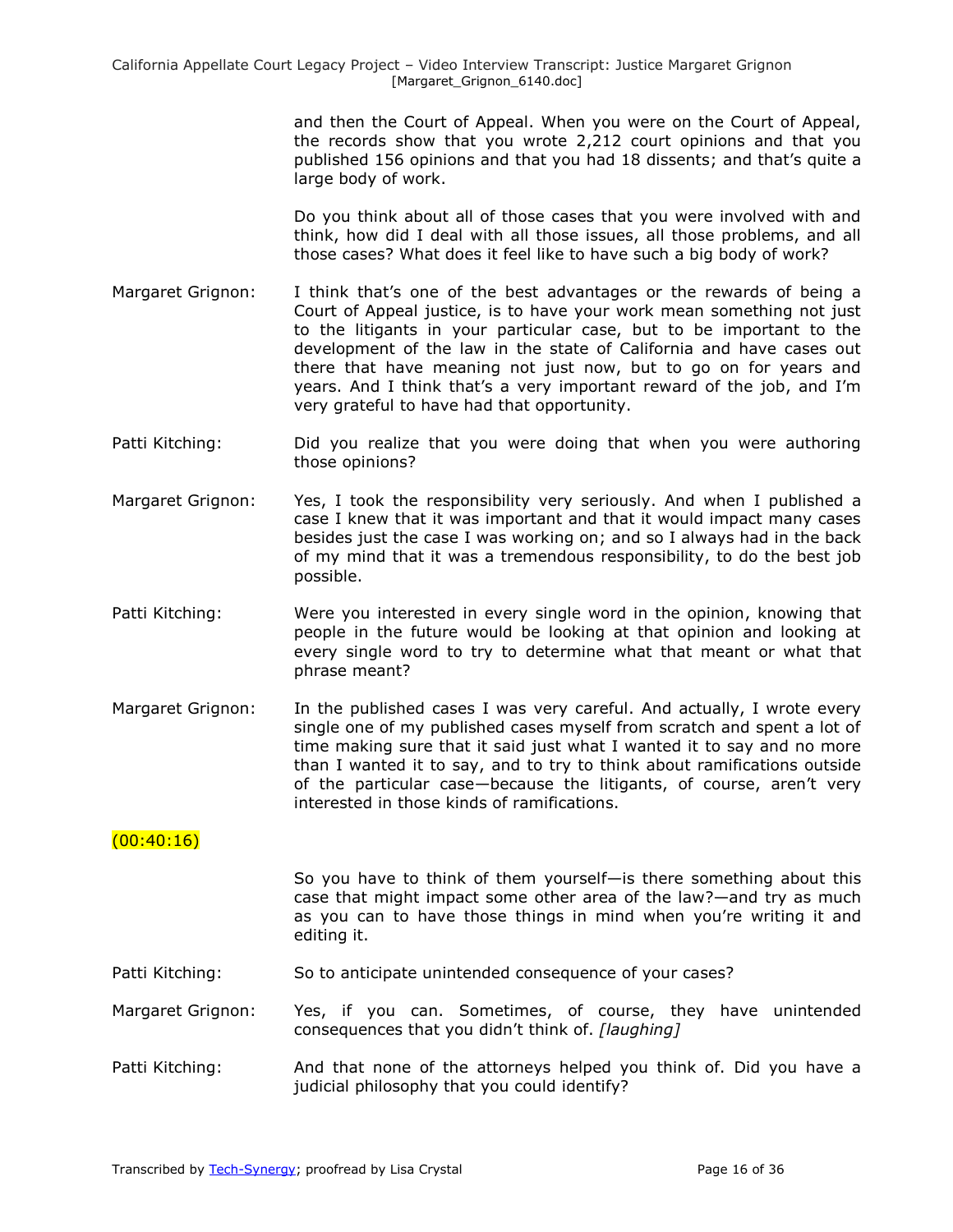and then the Court of Appeal. When you were on the Court of Appeal, the records show that you wrote 2,212 court opinions and that you published 156 opinions and that you had 18 dissents; and that's quite a large body of work.

Do you think about all of those cases that you were involved with and think, how did I deal with all those issues, all those problems, and all those cases? What does it feel like to have such a big body of work?

Margaret Grignon: I think that's one of the best advantages or the rewards of being a Court of Appeal justice, is to have your work mean something not just to the litigants in your particular case, but to be important to the development of the law in the state of California and have cases out there that have meaning not just now, but to go on for years and years. And I think that's a very important reward of the job, and I'm very grateful to have had that opportunity.

Patti Kitching: Did you realize that you were doing that when you were authoring those opinions?

Margaret Grignon: Yes, I took the responsibility very seriously. And when I published a case I knew that it was important and that it would impact many cases besides just the case I was working on; and so I always had in the back of my mind that it was a tremendous responsibility, to do the best job possible.

Patti Kitching: Were you interested in every single word in the opinion, knowing that people in the future would be looking at that opinion and looking at every single word to try to determine what that meant or what that phrase meant?

Margaret Grignon: In the published cases I was very careful. And actually, I wrote every single one of my published cases myself from scratch and spent a lot of time making sure that it said just what I wanted it to say and no more than I wanted it to say, and to try to think about ramifications outside of the particular case—because the litigants, of course, aren't very interested in those kinds of ramifications.

(00:40:16)

So you have to think of them yourself—is there something about this case that might impact some other area of the law?—and try as much as you can to have those things in mind when you're writing it and editing it.

Patti Kitching: So to anticipate unintended consequence of your cases?

Margaret Grignon: Yes, if you can. Sometimes, of course, they have unintended consequences that you didn't think of. *[laughing]*

Patti Kitching: And that none of the attorneys helped you think of. Did you have a judicial philosophy that you could identify?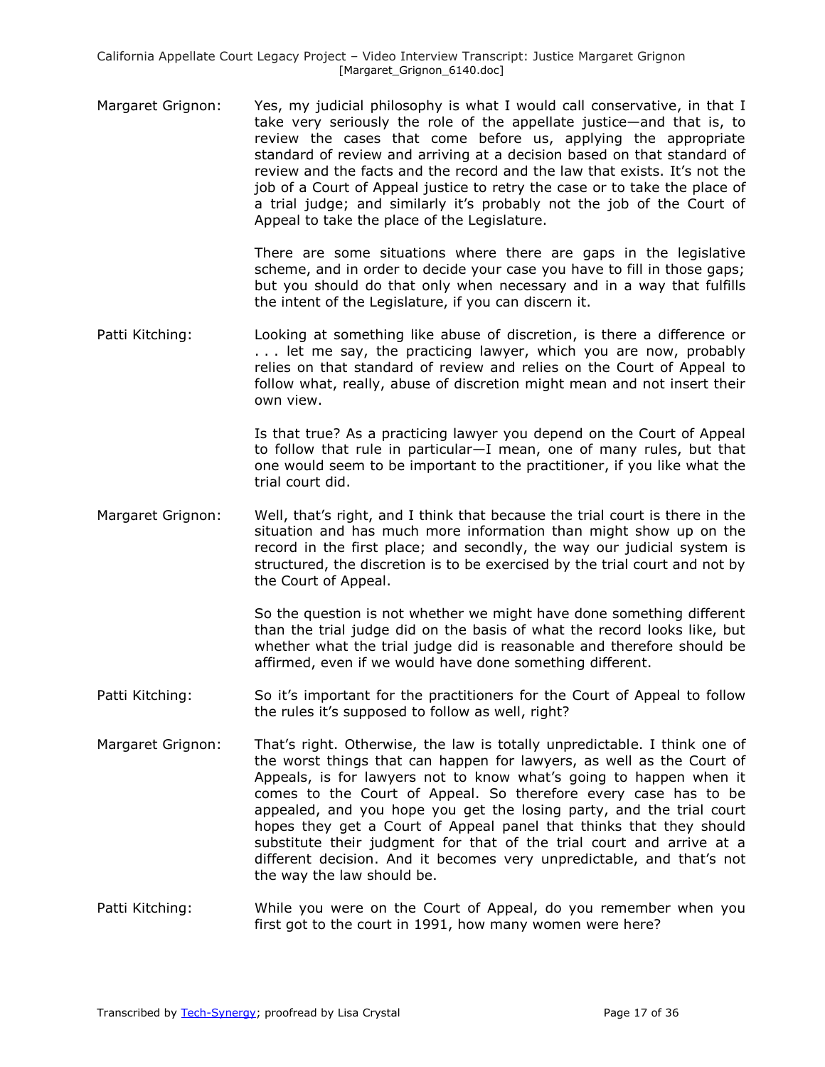Margaret Grignon: Yes, my judicial philosophy is what I would call conservative, in that I take very seriously the role of the appellate justice—and that is, to review the cases that come before us, applying the appropriate standard of review and arriving at a decision based on that standard of review and the facts and the record and the law that exists. It's not the job of a Court of Appeal justice to retry the case or to take the place of a trial judge; and similarly it's probably not the job of the Court of Appeal to take the place of the Legislature.

There are some situations where there are gaps in the legislative scheme, and in order to decide your case you have to fill in those gaps; but you should do that only when necessary and in a way that fulfills the intent of the Legislature, if you can discern it.

Patti Kitching: Looking at something like abuse of discretion, is there a difference or . . . let me say, the practicing lawyer, which you are now, probably relies on that standard of review and relies on the Court of Appeal to follow what, really, abuse of discretion might mean and not insert their own view.

Is that true? As a practicing lawyer you depend on the Court of Appeal to follow that rule in particular—I mean, one of many rules, but that one would seem to be important to the practitioner, if you like what the trial court did.

Margaret Grignon: Well, that's right, and I think that because the trial court is there in the situation and has much more information than might show up on the record in the first place; and secondly, the way our judicial system is structured, the discretion is to be exercised by the trial court and not by the Court of Appeal.

So the question is not whether we might have done something different than the trial judge did on the basis of what the record looks like, but whether what the trial judge did is reasonable and therefore should be affirmed, even if we would have done something different.

Patti Kitching: So it's important for the practitioners for the Court of Appeal to follow the rules it's supposed to follow as well, right?

Margaret Grignon: That's right. Otherwise, the law is totally unpredictable. I think one of the worst things that can happen for lawyers, as well as the Court of Appeals, is for lawyers not to know what's going to happen when it comes to the Court of Appeal. So therefore every case has to be appealed, and you hope you get the losing party, and the trial court hopes they get a Court of Appeal panel that thinks that they should substitute their judgment for that of the trial court and arrive at a different decision. And it becomes very unpredictable, and that's not the way the law should be.

Patti Kitching: While you were on the Court of Appeal, do you remember when you first got to the court in 1991, how many women were here?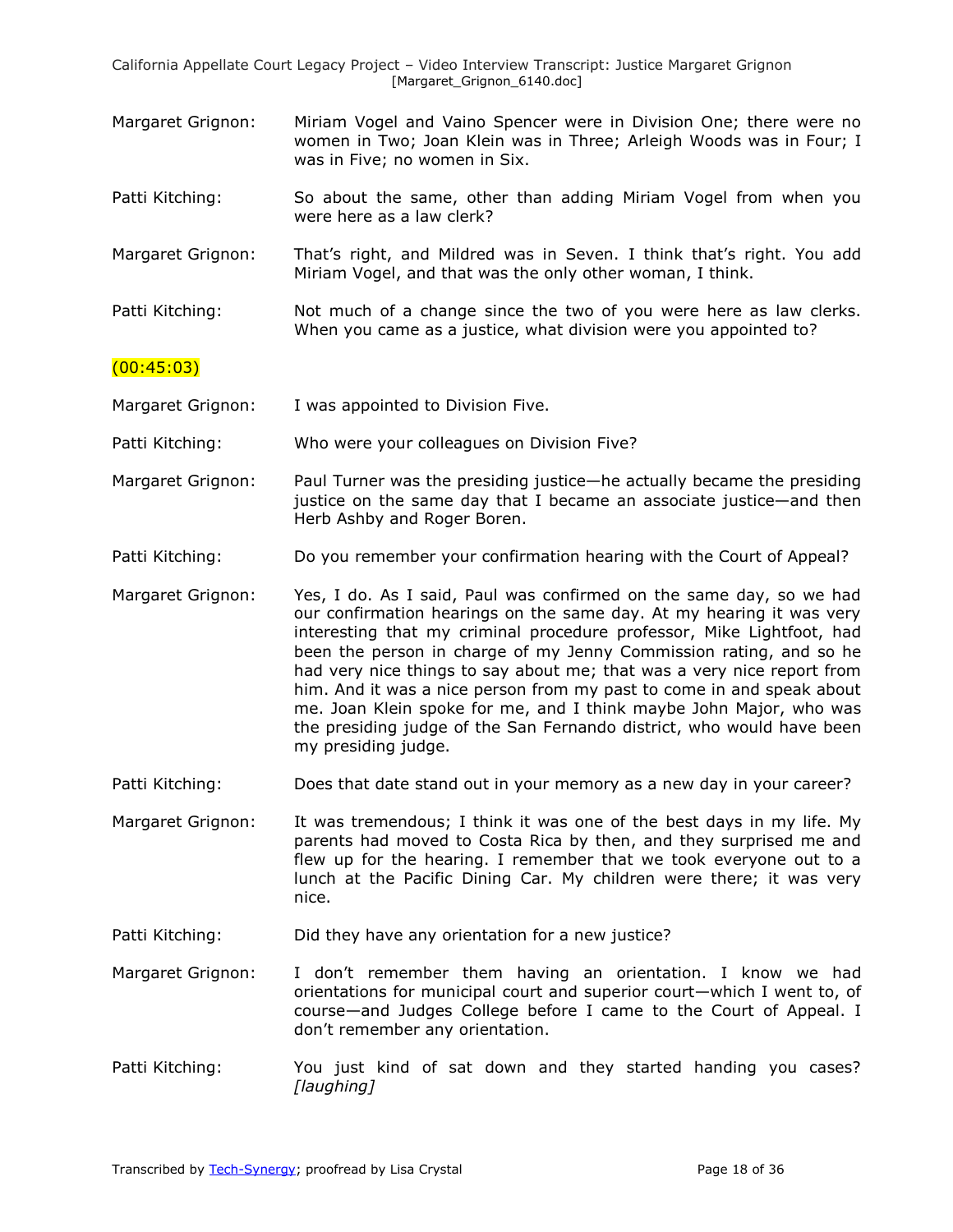Margaret Grignon: Miriam Vogel and Vaino Spencer were in Division One; there were no women in Two; Joan Klein was in Three; Arleigh Woods was in Four; I was in Five; no women in Six.

Patti Kitching: So about the same, other than adding Miriam Vogel from when you were here as a law clerk?

Margaret Grignon: That's right, and Mildred was in Seven. I think that's right. You add Miriam Vogel, and that was the only other woman, I think.

Patti Kitching: Not much of a change since the two of you were here as law clerks. When you came as a justice, what division were you appointed to?

(00:45:03)

Margaret Grignon: I was appointed to Division Five.

Patti Kitching: Who were your colleagues on Division Five?

Margaret Grignon: Paul Turner was the presiding justice—he actually became the presiding justice on the same day that I became an associate justice—and then Herb Ashby and Roger Boren.

Patti Kitching: Do you remember your confirmation hearing with the Court of Appeal?

Margaret Grignon: Yes, I do. As I said, Paul was confirmed on the same day, so we had our confirmation hearings on the same day. At my hearing it was very interesting that my criminal procedure professor, Mike Lightfoot, had been the person in charge of my Jenny Commission rating, and so he had very nice things to say about me; that was a very nice report from him. And it was a nice person from my past to come in and speak about me. Joan Klein spoke for me, and I think maybe John Major, who was the presiding judge of the San Fernando district, who would have been my presiding judge.

Patti Kitching: Does that date stand out in your memory as a new day in your career?

Margaret Grignon: It was tremendous; I think it was one of the best days in my life. My parents had moved to Costa Rica by then, and they surprised me and flew up for the hearing. I remember that we took everyone out to a lunch at the Pacific Dining Car. My children were there; it was very nice.

Patti Kitching: Did they have any orientation for a new justice?

Margaret Grignon: I don't remember them having an orientation. I know we had orientations for municipal court and superior court—which I went to, of course—and Judges College before I came to the Court of Appeal. I don't remember any orientation.

Patti Kitching: You just kind of sat down and they started handing you cases? *[laughing]*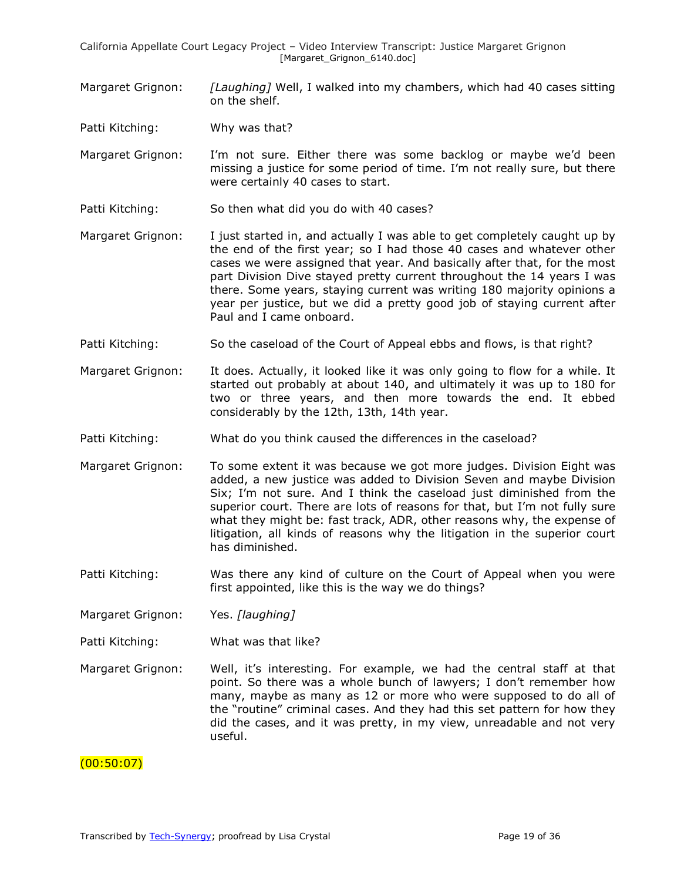Margaret Grignon: *[Laughing]* Well, I walked into my chambers, which had 40 cases sitting on the shelf.

Patti Kitching: Why was that?

Margaret Grignon: I'm not sure. Either there was some backlog or maybe we'd been missing a justice for some period of time. I'm not really sure, but there were certainly 40 cases to start.

Patti Kitching: So then what did you do with 40 cases?

Margaret Grignon: I just started in, and actually I was able to get completely caught up by the end of the first year; so I had those 40 cases and whatever other cases we were assigned that year. And basically after that, for the most part Division Dive stayed pretty current throughout the 14 years I was there. Some years, staying current was writing 180 majority opinions a year per justice, but we did a pretty good job of staying current after Paul and I came onboard.

Patti Kitching: So the caseload of the Court of Appeal ebbs and flows, is that right?

Margaret Grignon: It does. Actually, it looked like it was only going to flow for a while. It started out probably at about 140, and ultimately it was up to 180 for two or three years, and then more towards the end. It ebbed considerably by the 12th, 13th, 14th year.

Patti Kitching: What do you think caused the differences in the caseload?

Margaret Grignon: To some extent it was because we got more judges. Division Eight was added, a new justice was added to Division Seven and maybe Division Six; I'm not sure. And I think the caseload just diminished from the superior court. There are lots of reasons for that, but I'm not fully sure what they might be: fast track, ADR, other reasons why, the expense of litigation, all kinds of reasons why the litigation in the superior court has diminished.

Patti Kitching: Was there any kind of culture on the Court of Appeal when you were first appointed, like this is the way we do things?

Margaret Grignon: Yes. *[laughing]*

Patti Kitching: What was that like?

Margaret Grignon: Well, it's interesting. For example, we had the central staff at that point. So there was a whole bunch of lawyers; I don't remember how many, maybe as many as 12 or more who were supposed to do all of the "routine" criminal cases. And they had this set pattern for how they did the cases, and it was pretty, in my view, unreadable and not very useful.

(00:50:07)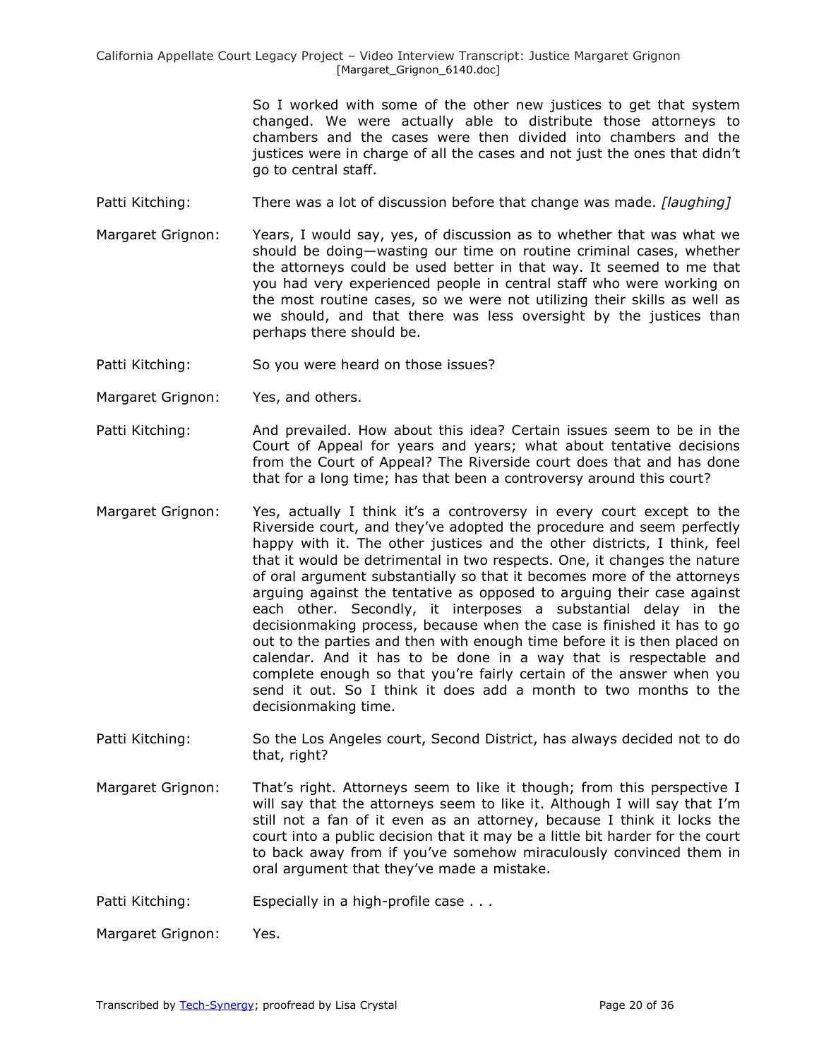So I worked with some of the other new justices to get that system changed. We were actually able to distribute those attorneys to chambers and the cases were then divided into chambers and the justices were in charge of all the cases and not just the ones that didn't go to central staff.

Patti Kitching: There was a lot of discussion before that change was made. *[laughing]*

Margaret Grignon: Years, I would say, yes, of discussion as to whether that was what we should be doing—wasting our time on routine criminal cases, whether the attorneys could be used better in that way. It seemed to me that you had very experienced people in central staff who were working on the most routine cases, so we were not utilizing their skills as well as we should, and that there was less oversight by the justices than perhaps there should be.

Patti Kitching: So you were heard on those issues?

Margaret Grignon: Yes, and others.

Patti Kitching: And prevailed. How about this idea? Certain issues seem to be in the Court of Appeal for years and years; what about tentative decisions from the Court of Appeal? The Riverside court does that and has done that for a long time; has that been a controversy around this court?

Margaret Grignon: Yes, actually I think it's a controversy in every court except to the Riverside court, and they've adopted the procedure and seem perfectly happy with it. The other justices and the other districts, I think, feel that it would be detrimental in two respects. One, it changes the nature of oral argument substantially so that it becomes more of the attorneys arguing against the tentative as opposed to arguing their case against each other. Secondly, it interposes a substantial delay in the decisionmaking process, because when the case is finished it has to go out to the parties and then with enough time before it is then placed on calendar. And it has to be done in a way that is respectable and complete enough so that you're fairly certain of the answer when you send it out. So I think it does add a month to two months to the decisionmaking time.

Patti Kitching: So the Los Angeles court, Second District, has always decided not to do that, right?

Margaret Grignon: That's right. Attorneys seem to like it though; from this perspective I will say that the attorneys seem to like it. Although I will say that I'm still not a fan of it even as an attorney, because I think it locks the court into a public decision that it may be a little bit harder for the court to back away from if you've somehow miraculously convinced them in oral argument that they've made a mistake.

Patti Kitching: Especially in a high-profile case . . .

Margaret Grignon: Yes.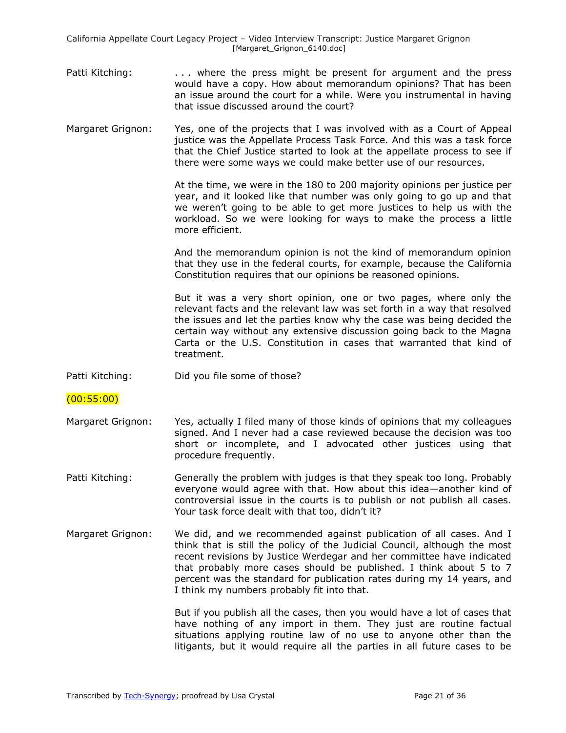Patti Kitching: . . . where the press might be present for argument and the press would have a copy. How about memorandum opinions? That has been an issue around the court for a while. Were you instrumental in having that issue discussed around the court?

Margaret Grignon: Yes, one of the projects that I was involved with as a Court of Appeal justice was the Appellate Process Task Force. And this was a task force that the Chief Justice started to look at the appellate process to see if there were some ways we could make better use of our resources.

At the time, we were in the 180 to 200 majority opinions per justice per year, and it looked like that number was only going to go up and that we weren't going to be able to get more justices to help us with the workload. So we were looking for ways to make the process a little more efficient.

And the memorandum opinion is not the kind of memorandum opinion that they use in the federal courts, for example, because the California Constitution requires that our opinions be reasoned opinions.

But it was a very short opinion, one or two pages, where only the relevant facts and the relevant law was set forth in a way that resolved the issues and let the parties know why the case was being decided the certain way without any extensive discussion going back to the Magna Carta or the U.S. Constitution in cases that warranted that kind of treatment.

Patti Kitching: Did you file some of those?

(00:55:00)

Margaret Grignon: Yes, actually I filed many of those kinds of opinions that my colleagues signed. And I never had a case reviewed because the decision was too short or incomplete, and I advocated other justices using that procedure frequently.

Patti Kitching: Generally the problem with judges is that they speak too long. Probably everyone would agree with that. How about this idea—another kind of controversial issue in the courts is to publish or not publish all cases. Your task force dealt with that too, didn't it?

Margaret Grignon: We did, and we recommended against publication of all cases. And I think that is still the policy of the Judicial Council, although the most recent revisions by Justice Werdegar and her committee have indicated that probably more cases should be published. I think about 5 to 7 percent was the standard for publication rates during my 14 years, and I think my numbers probably fit into that.

But if you publish all the cases, then you would have a lot of cases that have nothing of any import in them. They just are routine factual situations applying routine law of no use to anyone other than the litigants, but it would require all the parties in all future cases to be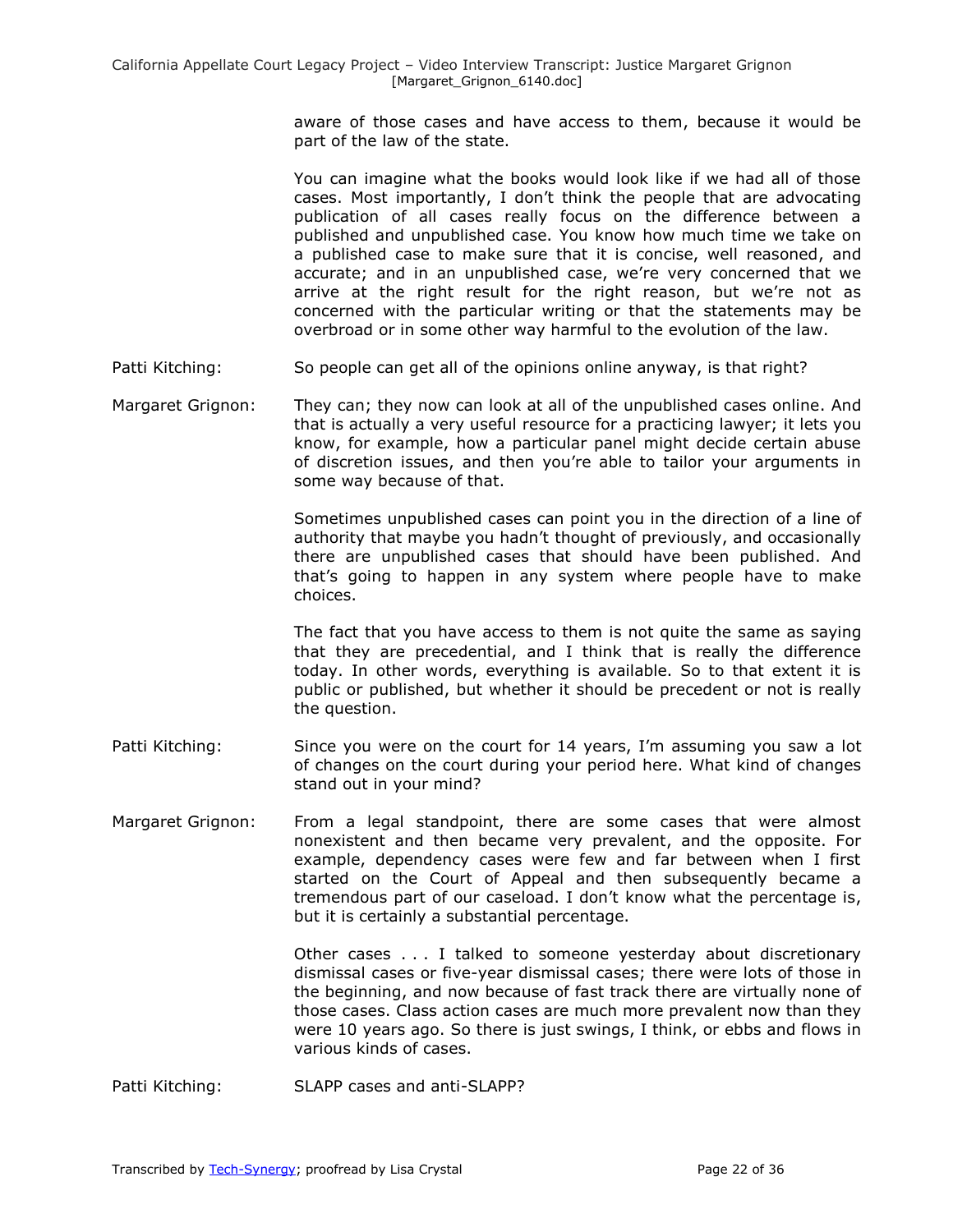aware of those cases and have access to them, because it would be part of the law of the state.

You can imagine what the books would look like if we had all of those cases. Most importantly, I don't think the people that are advocating publication of all cases really focus on the difference between a published and unpublished case. You know how much time we take on a published case to make sure that it is concise, well reasoned, and accurate; and in an unpublished case, we're very concerned that we arrive at the right result for the right reason, but we're not as concerned with the particular writing or that the statements may be overbroad or in some other way harmful to the evolution of the law.

Patti Kitching: So people can get all of the opinions online anyway, is that right?

Margaret Grignon: They can; they now can look at all of the unpublished cases online. And that is actually a very useful resource for a practicing lawyer; it lets you know, for example, how a particular panel might decide certain abuse of discretion issues, and then you're able to tailor your arguments in some way because of that.

Sometimes unpublished cases can point you in the direction of a line of authority that maybe you hadn't thought of previously, and occasionally there are unpublished cases that should have been published. And that's going to happen in any system where people have to make choices.

The fact that you have access to them is not quite the same as saying that they are precedential, and I think that is really the difference today. In other words, everything is available. So to that extent it is public or published, but whether it should be precedent or not is really the question.

Patti Kitching: Since you were on the court for 14 years, I'm assuming you saw a lot of changes on the court during your period here. What kind of changes stand out in your mind?

Margaret Grignon: From a legal standpoint, there are some cases that were almost nonexistent and then became very prevalent, and the opposite. For example, dependency cases were few and far between when I first started on the Court of Appeal and then subsequently became a tremendous part of our caseload. I don't know what the percentage is, but it is certainly a substantial percentage.

Other cases . . . I talked to someone yesterday about discretionary dismissal cases or five-year dismissal cases; there were lots of those in the beginning, and now because of fast track there are virtually none of those cases. Class action cases are much more prevalent now than they were 10 years ago. So there is just swings, I think, or ebbs and flows in various kinds of cases.

Patti Kitching: SLAPP cases and anti-SLAPP?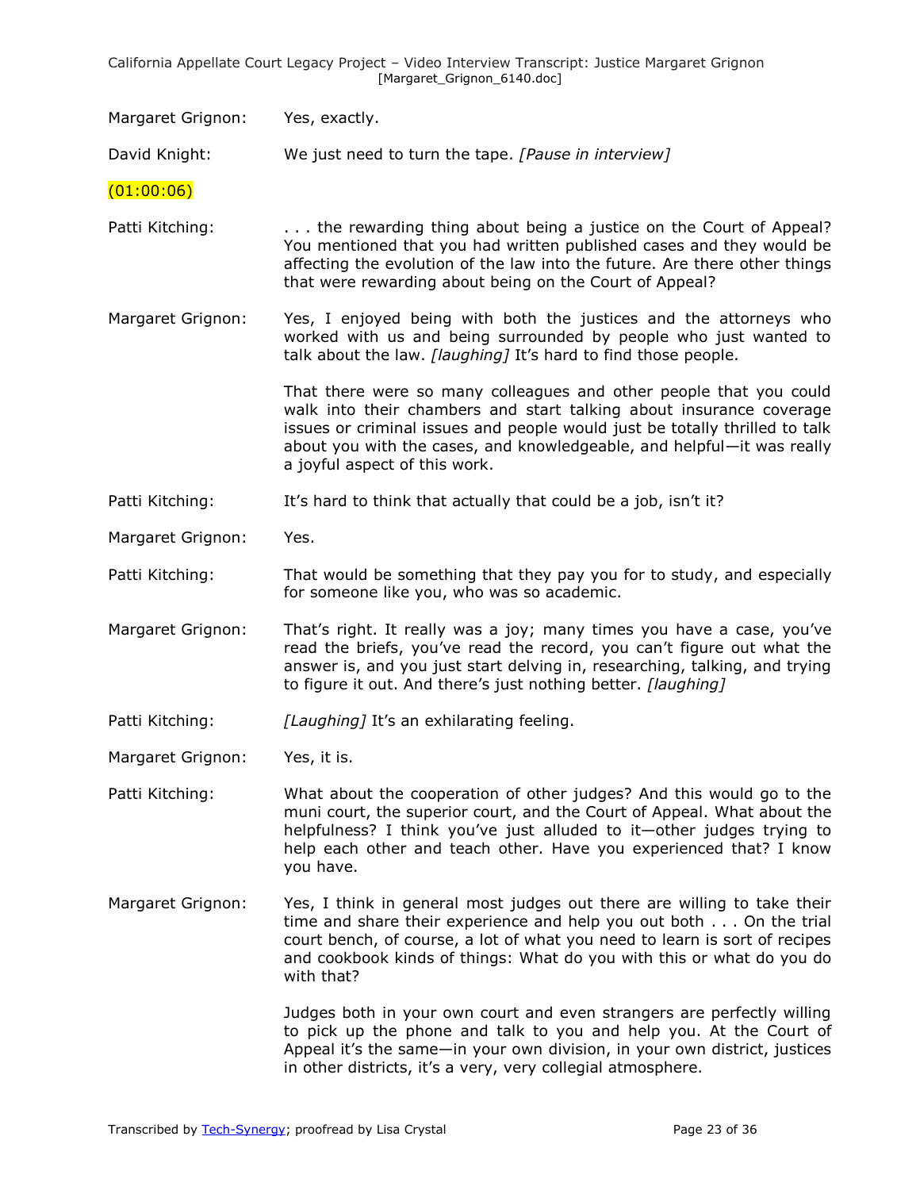Margaret Grignon: Yes, exactly.

David Knight: We just need to turn the tape. *[Pause in interview]*

(01:00:06)

Patti Kitching: . . . the rewarding thing about being a justice on the Court of Appeal? You mentioned that you had written published cases and they would be affecting the evolution of the law into the future. Are there other things that were rewarding about being on the Court of Appeal?

Margaret Grignon: Yes, I enjoyed being with both the justices and the attorneys who worked with us and being surrounded by people who just wanted to talk about the law. *[laughing]* It's hard to find those people.

That there were so many colleagues and other people that you could walk into their chambers and start talking about insurance coverage issues or criminal issues and people would just be totally thrilled to talk about you with the cases, and knowledgeable, and helpful—it was really a joyful aspect of this work.

Patti Kitching: It's hard to think that actually that could be a job, isn't it?

Margaret Grignon: Yes.

Patti Kitching: That would be something that they pay you for to study, and especially for someone like you, who was so academic.

Margaret Grignon: That's right. It really was a joy; many times you have a case, you've read the briefs, you've read the record, you can't figure out what the answer is, and you just start delving in, researching, talking, and trying to figure it out. And there's just nothing better. *[laughing]*

Patti Kitching: *[Laughing]* It's an exhilarating feeling.

Margaret Grignon: Yes, it is.

Patti Kitching: What about the cooperation of other judges? And this would go to the muni court, the superior court, and the Court of Appeal. What about the helpfulness? I think you've just alluded to it—other judges trying to help each other and teach other. Have you experienced that? I know you have.

Margaret Grignon: Yes, I think in general most judges out there are willing to take their time and share their experience and help you out both . . . On the trial court bench, of course, a lot of what you need to learn is sort of recipes and cookbook kinds of things: What do you with this or what do you do with that?

Judges both in your own court and even strangers are perfectly willing to pick up the phone and talk to you and help you. At the Court of Appeal it's the same—in your own division, in your own district, justices in other districts, it's a very, very collegial atmosphere.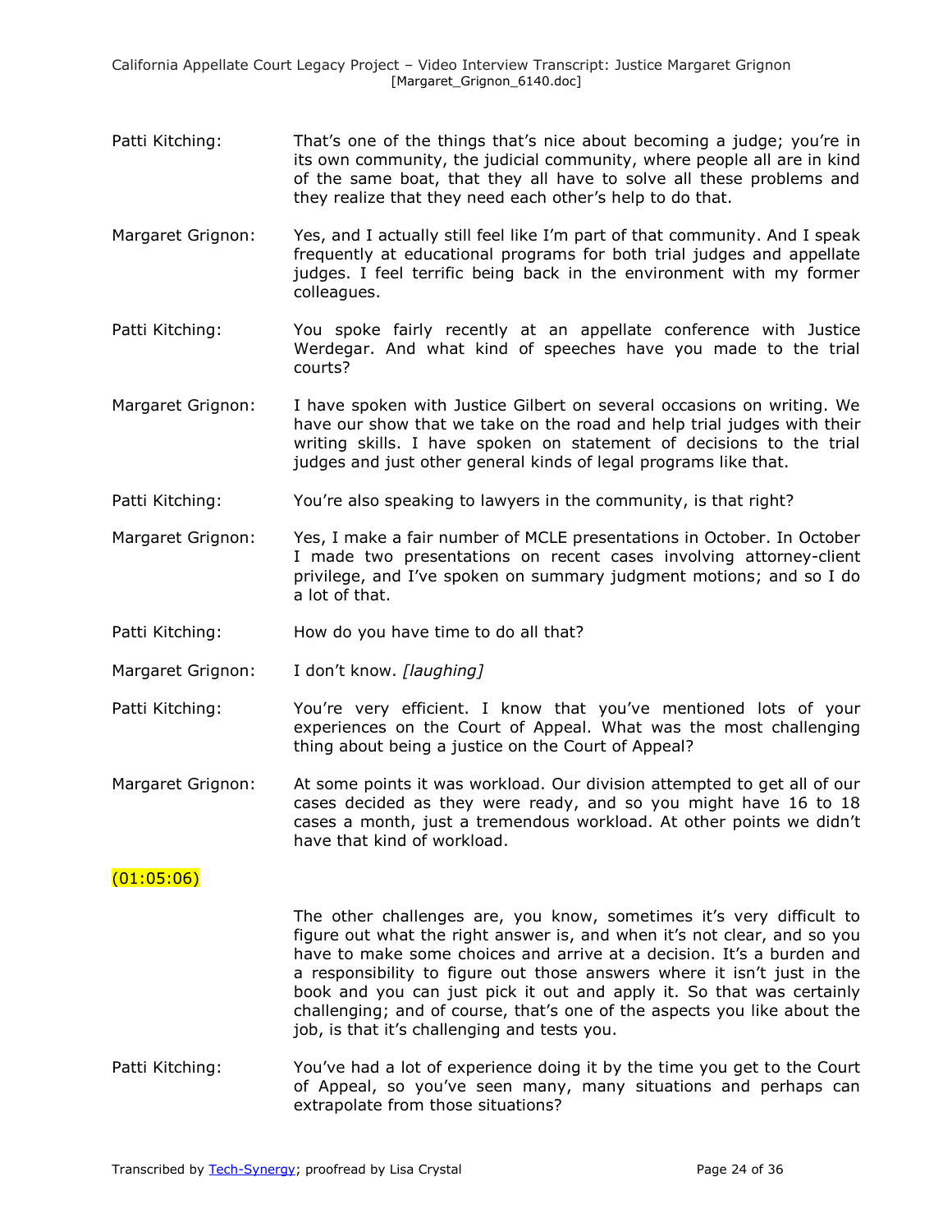Patti Kitching: That's one of the things that's nice about becoming a judge; you're in its own community, the judicial community, where people all are in kind of the same boat, that they all have to solve all these problems and they realize that they need each other's help to do that.

Margaret Grignon: Yes, and I actually still feel like I'm part of that community. And I speak frequently at educational programs for both trial judges and appellate judges. I feel terrific being back in the environment with my former colleagues.

Patti Kitching: You spoke fairly recently at an appellate conference with Justice Werdegar. And what kind of speeches have you made to the trial courts?

Margaret Grignon: I have spoken with Justice Gilbert on several occasions on writing. We have our show that we take on the road and help trial judges with their writing skills. I have spoken on statement of decisions to the trial judges and just other general kinds of legal programs like that.

Patti Kitching: You're also speaking to lawyers in the community, is that right?

Margaret Grignon: Yes, I make a fair number of MCLE presentations in October. In October I made two presentations on recent cases involving attorney-client privilege, and I've spoken on summary judgment motions; and so I do a lot of that.

Patti Kitching: How do you have time to do all that?

Margaret Grignon: I don't know. *[laughing]*

Patti Kitching: You're very efficient. I know that you've mentioned lots of your experiences on the Court of Appeal. What was the most challenging thing about being a justice on the Court of Appeal?

Margaret Grignon: At some points it was workload. Our division attempted to get all of our cases decided as they were ready, and so you might have 16 to 18 cases a month, just a tremendous workload. At other points we didn't have that kind of workload.

(01:05:06)

The other challenges are, you know, sometimes it's very difficult to figure out what the right answer is, and when it's not clear, and so you have to make some choices and arrive at a decision. It's a burden and a responsibility to figure out those answers where it isn't just in the book and you can just pick it out and apply it. So that was certainly challenging; and of course, that's one of the aspects you like about the job, is that it's challenging and tests you.

Patti Kitching: You've had a lot of experience doing it by the time you get to the Court of Appeal, so you've seen many, many situations and perhaps can extrapolate from those situations?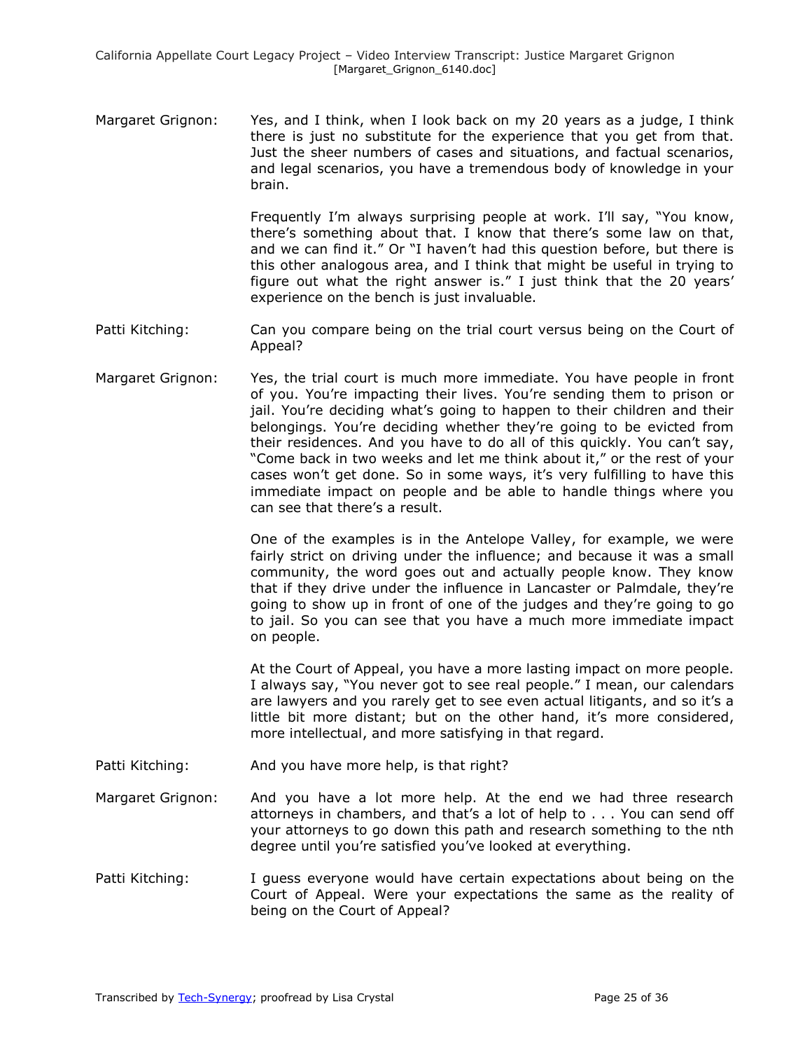Margaret Grignon: Yes, and I think, when I look back on my 20 years as a judge, I think there is just no substitute for the experience that you get from that. Just the sheer numbers of cases and situations, and factual scenarios, and legal scenarios, you have a tremendous body of knowledge in your brain.

Frequently I'm always surprising people at work. I'll say, "You know, there's something about that. I know that there's some law on that, and we can find it." Or "I haven't had this question before, but there is this other analogous area, and I think that might be useful in trying to figure out what the right answer is." I just think that the 20 years' experience on the bench is just invaluable.

Patti Kitching: Can you compare being on the trial court versus being on the Court of Appeal?

Margaret Grignon: Yes, the trial court is much more immediate. You have people in front of you. You're impacting their lives. You're sending them to prison or jail. You're deciding what's going to happen to their children and their belongings. You're deciding whether they're going to be evicted from their residences. And you have to do all of this quickly. You can't say, "Come back in two weeks and let me think about it," or the rest of your cases won't get done. So in some ways, it's very fulfilling to have this immediate impact on people and be able to handle things where you can see that there's a result.

One of the examples is in the Antelope Valley, for example, we were fairly strict on driving under the influence; and because it was a small community, the word goes out and actually people know. They know that if they drive under the influence in Lancaster or Palmdale, they're going to show up in front of one of the judges and they're going to go to jail. So you can see that you have a much more immediate impact on people.

At the Court of Appeal, you have a more lasting impact on more people. I always say, "You never got to see real people." I mean, our calendars are lawyers and you rarely get to see even actual litigants, and so it's a little bit more distant; but on the other hand, it's more considered, more intellectual, and more satisfying in that regard.

Patti Kitching: And you have more help, is that right?

Margaret Grignon: And you have a lot more help. At the end we had three research attorneys in chambers, and that's a lot of help to . . . You can send off your attorneys to go down this path and research something to the nth degree until you're satisfied you've looked at everything.

Patti Kitching: I guess everyone would have certain expectations about being on the Court of Appeal. Were your expectations the same as the reality of being on the Court of Appeal?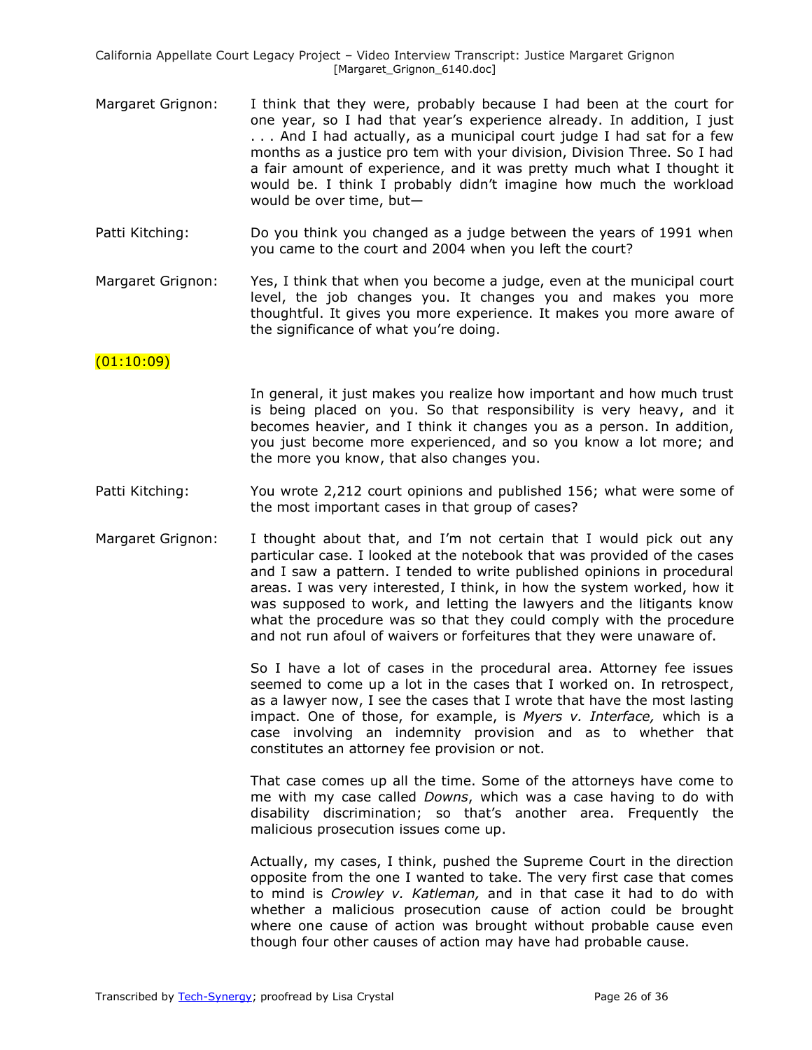Margaret Grignon: I think that they were, probably because I had been at the court for one year, so I had that year's experience already. In addition, I just . . . And I had actually, as a municipal court judge I had sat for a few months as a justice pro tem with your division, Division Three. So I had a fair amount of experience, and it was pretty much what I thought it would be. I think I probably didn't imagine how much the workload would be over time, but—

Patti Kitching: Do you think you changed as a judge between the years of 1991 when you came to the court and 2004 when you left the court?

Margaret Grignon: Yes, I think that when you become a judge, even at the municipal court level, the job changes you. It changes you and makes you more thoughtful. It gives you more experience. It makes you more aware of the significance of what you're doing.

(01:10:09)

In general, it just makes you realize how important and how much trust is being placed on you. So that responsibility is very heavy, and it becomes heavier, and I think it changes you as a person. In addition, you just become more experienced, and so you know a lot more; and the more you know, that also changes you.

Patti Kitching: You wrote 2,212 court opinions and published 156; what were some of the most important cases in that group of cases?

Margaret Grignon: I thought about that, and I'm not certain that I would pick out any particular case. I looked at the notebook that was provided of the cases and I saw a pattern. I tended to write published opinions in procedural areas. I was very interested, I think, in how the system worked, how it was supposed to work, and letting the lawyers and the litigants know what the procedure was so that they could comply with the procedure and not run afoul of waivers or forfeitures that they were unaware of.

So I have a lot of cases in the procedural area. Attorney fee issues seemed to come up a lot in the cases that I worked on. In retrospect, as a lawyer now, I see the cases that I wrote that have the most lasting impact. One of those, for example, is *Myers v. Interface,* which is a case involving an indemnity provision and as to whether that constitutes an attorney fee provision or not.

That case comes up all the time. Some of the attorneys have come to me with my case called *Downs*, which was a case having to do with disability discrimination; so that's another area. Frequently the malicious prosecution issues come up.

Actually, my cases, I think, pushed the Supreme Court in the direction opposite from the one I wanted to take. The very first case that comes to mind is *Crowley v. Katleman,* and in that case it had to do with whether a malicious prosecution cause of action could be brought where one cause of action was brought without probable cause even though four other causes of action may have had probable cause.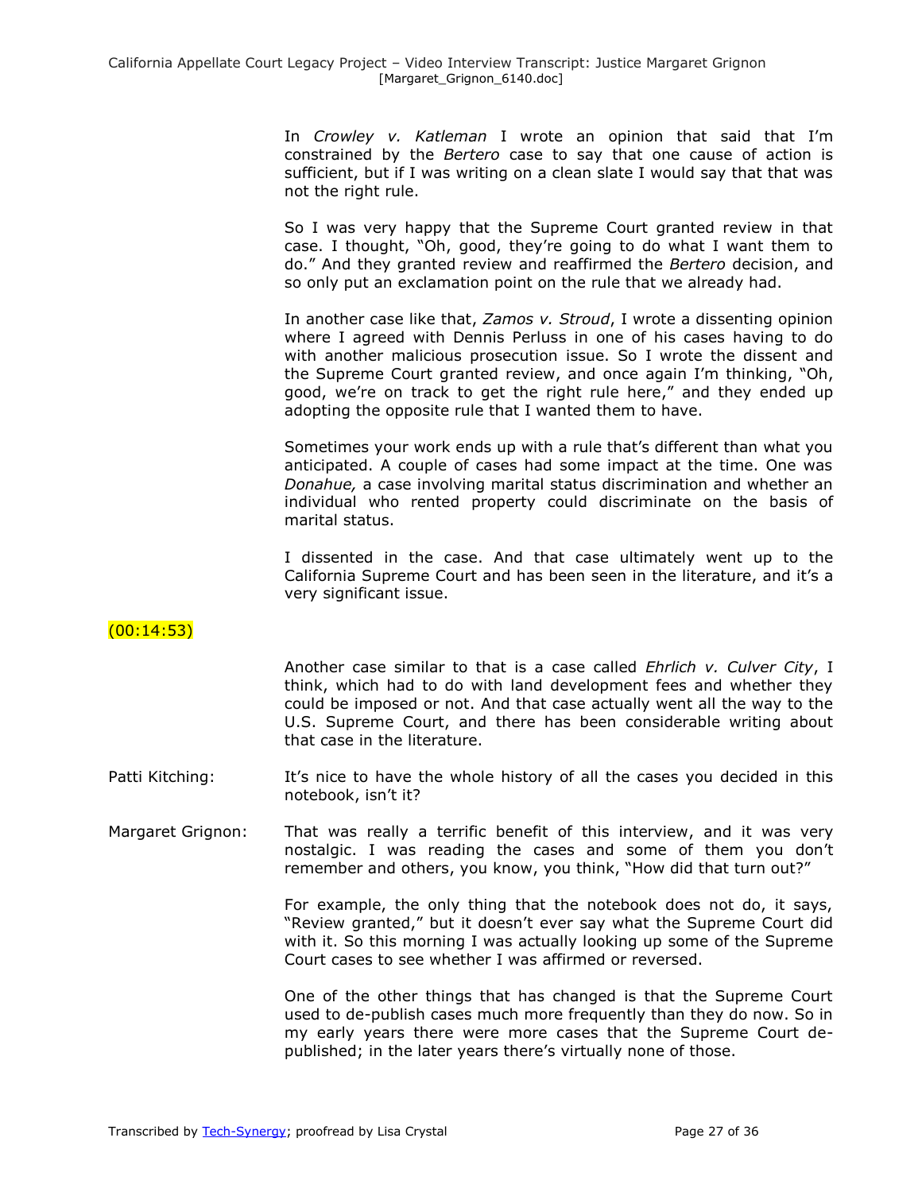In *Crowley v. Katleman* I wrote an opinion that said that I'm constrained by the *Bertero* case to say that one cause of action is sufficient, but if I was writing on a clean slate I would say that that was not the right rule.

So I was very happy that the Supreme Court granted review in that case. I thought, "Oh, good, they're going to do what I want them to do." And they granted review and reaffirmed the *Bertero* decision, and so only put an exclamation point on the rule that we already had.

In another case like that, *Zamos v. Stroud*, I wrote a dissenting opinion where I agreed with Dennis Perluss in one of his cases having to do with another malicious prosecution issue. So I wrote the dissent and the Supreme Court granted review, and once again I'm thinking, "Oh, good, we're on track to get the right rule here," and they ended up adopting the opposite rule that I wanted them to have.

Sometimes your work ends up with a rule that's different than what you anticipated. A couple of cases had some impact at the time. One was *Donahue,* a case involving marital status discrimination and whether an individual who rented property could discriminate on the basis of marital status.

I dissented in the case. And that case ultimately went up to the California Supreme Court and has been seen in the literature, and it's a very significant issue.

(00:14:53)

Another case similar to that is a case called *Ehrlich v. Culver City*, I think, which had to do with land development fees and whether they could be imposed or not. And that case actually went all the way to the U.S. Supreme Court, and there has been considerable writing about that case in the literature.

Patti Kitching: It's nice to have the whole history of all the cases you decided in this notebook, isn't it?

Margaret Grignon: That was really a terrific benefit of this interview, and it was very nostalgic. I was reading the cases and some of them you don't remember and others, you know, you think, "How did that turn out?"

For example, the only thing that the notebook does not do, it says, "Review granted," but it doesn't ever say what the Supreme Court did with it. So this morning I was actually looking up some of the Supreme Court cases to see whether I was affirmed or reversed.

One of the other things that has changed is that the Supreme Court used to de-publish cases much more frequently than they do now. So in my early years there were more cases that the Supreme Court de-published; in the later years there's virtually none of those.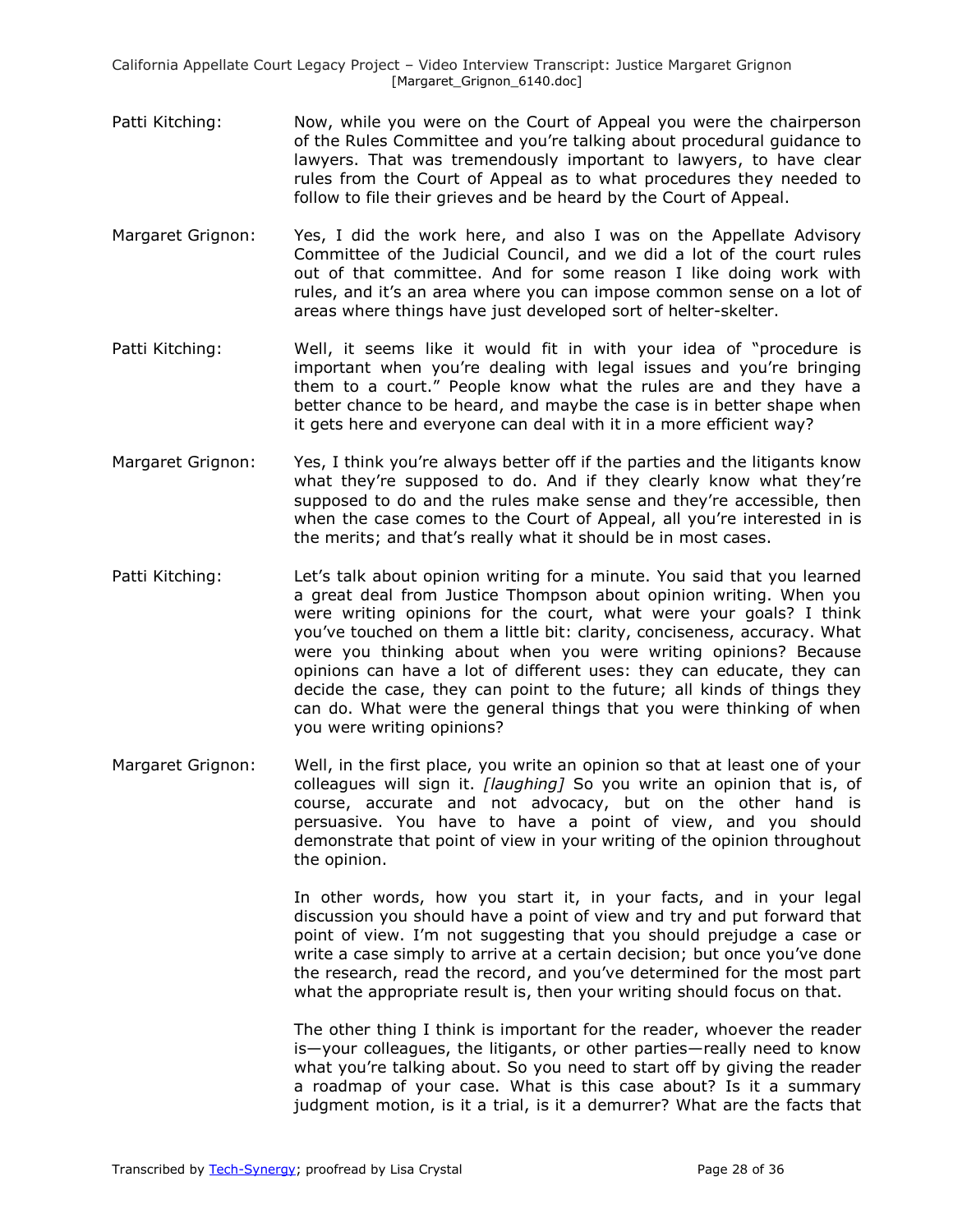Patti Kitching: Now, while you were on the Court of Appeal you were the chairperson of the Rules Committee and you're talking about procedural guidance to lawyers. That was tremendously important to lawyers, to have clear rules from the Court of Appeal as to what procedures they needed to follow to file their grieves and be heard by the Court of Appeal.

Margaret Grignon: Yes, I did the work here, and also I was on the Appellate Advisory Committee of the Judicial Council, and we did a lot of the court rules out of that committee. And for some reason I like doing work with rules, and it's an area where you can impose common sense on a lot of areas where things have just developed sort of helter-skelter.

Patti Kitching: Well, it seems like it would fit in with your idea of "procedure is important when you're dealing with legal issues and you're bringing them to a court." People know what the rules are and they have a better chance to be heard, and maybe the case is in better shape when it gets here and everyone can deal with it in a more efficient way?

Margaret Grignon: Yes, I think you're always better off if the parties and the litigants know what they're supposed to do. And if they clearly know what they're supposed to do and the rules make sense and they're accessible, then when the case comes to the Court of Appeal, all you're interested in is the merits; and that's really what it should be in most cases.

Patti Kitching: Let's talk about opinion writing for a minute. You said that you learned a great deal from Justice Thompson about opinion writing. When you were writing opinions for the court, what were your goals? I think you've touched on them a little bit: clarity, conciseness, accuracy. What were you thinking about when you were writing opinions? Because opinions can have a lot of different uses: they can educate, they can decide the case, they can point to the future; all kinds of things they can do. What were the general things that you were thinking of when you were writing opinions?

Margaret Grignon: Well, in the first place, you write an opinion so that at least one of your colleagues will sign it. *[laughing]* So you write an opinion that is, of course, accurate and not advocacy, but on the other hand is persuasive. You have to have a point of view, and you should demonstrate that point of view in your writing of the opinion throughout the opinion.

In other words, how you start it, in your facts, and in your legal discussion you should have a point of view and try and put forward that point of view. I'm not suggesting that you should prejudge a case or write a case simply to arrive at a certain decision; but once you've done the research, read the record, and you've determined for the most part what the appropriate result is, then your writing should focus on that.

The other thing I think is important for the reader, whoever the reader is—your colleagues, the litigants, or other parties—really need to know what you're talking about. So you need to start off by giving the reader a roadmap of your case. What is this case about? Is it a summary judgment motion, is it a trial, is it a demurrer? What are the facts that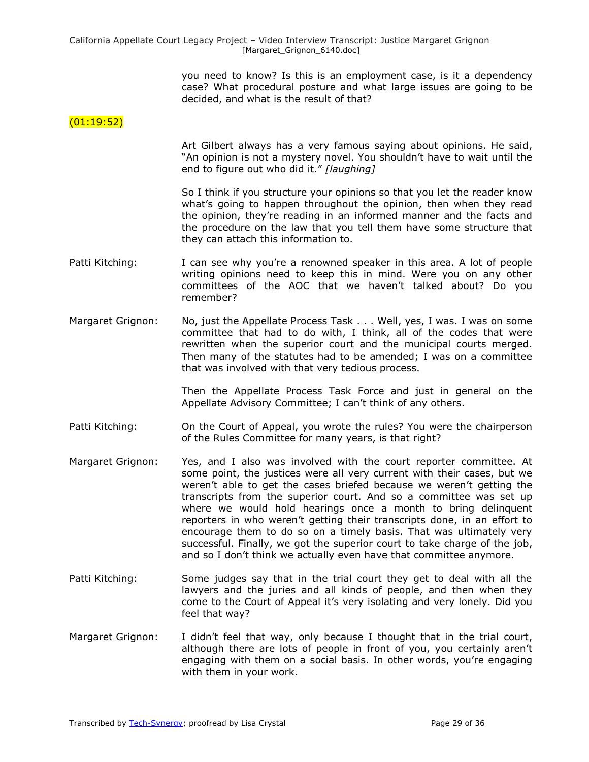you need to know? Is this is an employment case, is it a dependency case? What procedural posture and what large issues are going to be decided, and what is the result of that?

(01:19:52)

Art Gilbert always has a very famous saying about opinions. He said, "An opinion is not a mystery novel. You shouldn't have to wait until the end to figure out who did it." *[laughing]*

So I think if you structure your opinions so that you let the reader know what's going to happen throughout the opinion, then when they read the opinion, they're reading in an informed manner and the facts and the procedure on the law that you tell them have some structure that they can attach this information to.

Patti Kitching: I can see why you're a renowned speaker in this area. A lot of people writing opinions need to keep this in mind. Were you on any other committees of the AOC that we haven't talked about? Do you remember?

Margaret Grignon: No, just the Appellate Process Task . . . Well, yes, I was. I was on some committee that had to do with, I think, all of the codes that were rewritten when the superior court and the municipal courts merged. Then many of the statutes had to be amended; I was on a committee that was involved with that very tedious process.

Then the Appellate Process Task Force and just in general on the Appellate Advisory Committee; I can't think of any others.

Patti Kitching: On the Court of Appeal, you wrote the rules? You were the chairperson of the Rules Committee for many years, is that right?

Margaret Grignon: Yes, and I also was involved with the court reporter committee. At some point, the justices were all very current with their cases, but we weren't able to get the cases briefed because we weren't getting the transcripts from the superior court. And so a committee was set up where we would hold hearings once a month to bring delinquent reporters in who weren't getting their transcripts done, in an effort to encourage them to do so on a timely basis. That was ultimately very successful. Finally, we got the superior court to take charge of the job, and so I don't think we actually even have that committee anymore.

Patti Kitching: Some judges say that in the trial court they get to deal with all the lawyers and the juries and all kinds of people, and then when they come to the Court of Appeal it's very isolating and very lonely. Did you feel that way?

Margaret Grignon: I didn't feel that way, only because I thought that in the trial court, although there are lots of people in front of you, you certainly aren't engaging with them on a social basis. In other words, you're engaging with them in your work.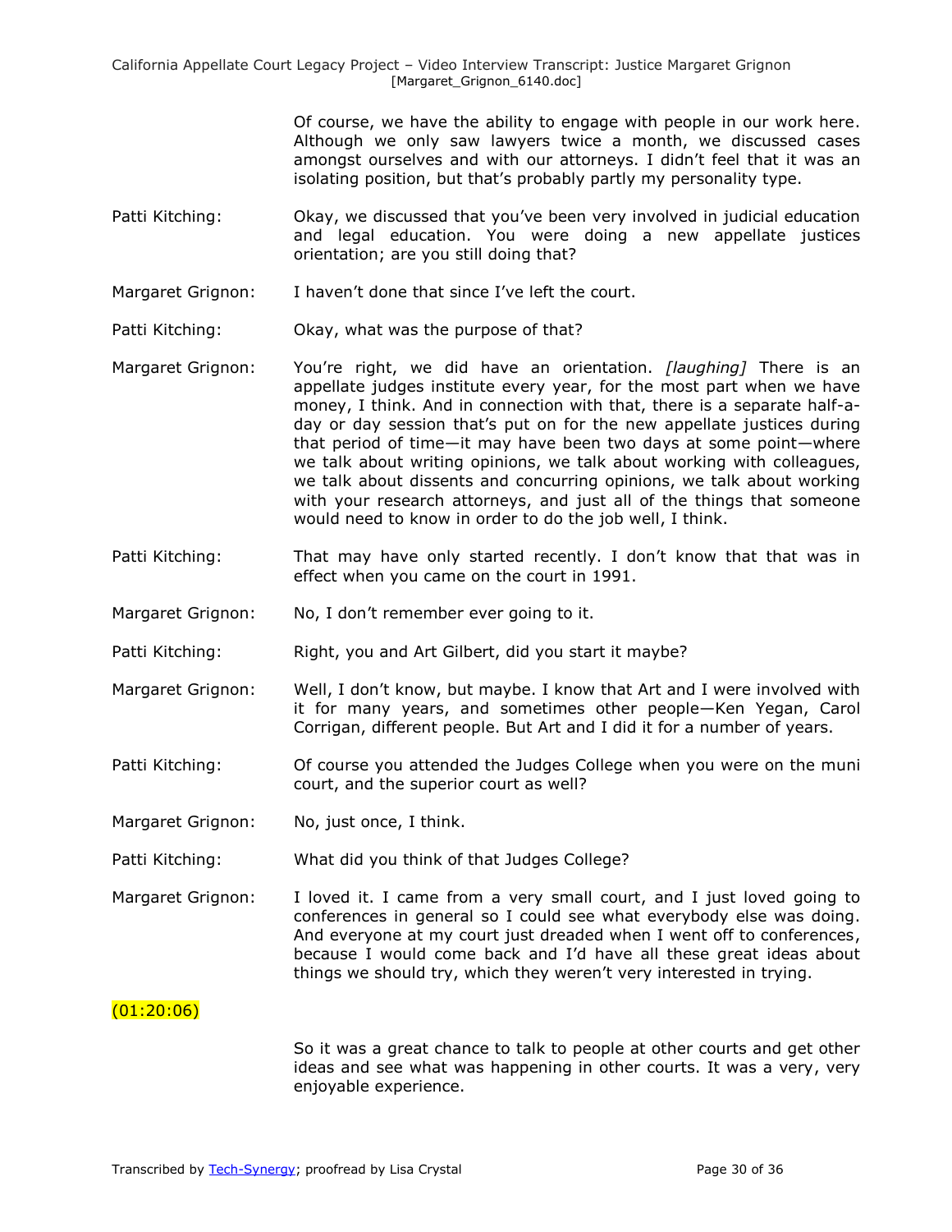Of course, we have the ability to engage with people in our work here. Although we only saw lawyers twice a month, we discussed cases amongst ourselves and with our attorneys. I didn't feel that it was an isolating position, but that's probably partly my personality type.

**Patti Kitching:** Okay, we discussed that you've been very involved in judicial education and legal education. You were doing a new appellate justices orientation; are you still doing that?

**Margaret Grignon:** I haven't done that since I've left the court.

**Patti Kitching:** Okay, what was the purpose of that?

**Margaret Grignon:** You're right, we did have an orientation. *[laughing]* There is an appellate judges institute every year, for the most part when we have money, I think. And in connection with that, there is a separate half-a-day or day session that's put on for the new appellate justices during that period of time—it may have been two days at some point—where we talk about writing opinions, we talk about working with colleagues, we talk about dissents and concurring opinions, we talk about working with your research attorneys, and just all of the things that someone would need to know in order to do the job well, I think.

**Patti Kitching:** That may have only started recently. I don't know that that was in effect when you came on the court in 1991.

**Margaret Grignon:** No, I don't remember ever going to it.

**Patti Kitching:** Right, you and Art Gilbert, did you start it maybe?

**Margaret Grignon:** Well, I don't know, but maybe. I know that Art and I were involved with it for many years, and sometimes other people—Ken Yegan, Carol Corrigan, different people. But Art and I did it for a number of years.

**Patti Kitching:** Of course you attended the Judges College when you were on the muni court, and the superior court as well?

**Margaret Grignon:** No, just once, I think.

**Patti Kitching:** What did you think of that Judges College?

**Margaret Grignon:** I loved it. I came from a very small court, and I just loved going to conferences in general so I could see what everybody else was doing. And everyone at my court just dreaded when I went off to conferences, because I would come back and I'd have all these great ideas about things we should try, which they weren't very interested in trying.

(01:20:06)

So it was a great chance to talk to people at other courts and get other ideas and see what was happening in other courts. It was a very, very enjoyable experience.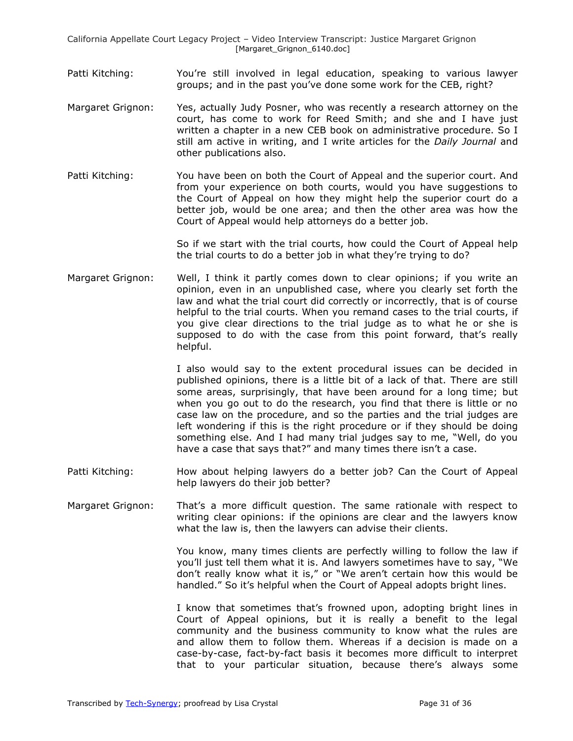Patti Kitching: You're still involved in legal education, speaking to various lawyer groups; and in the past you've done some work for the CEB, right?

Margaret Grignon: Yes, actually Judy Posner, who was recently a research attorney on the court, has come to work for Reed Smith; and she and I have just written a chapter in a new CEB book on administrative procedure. So I still am active in writing, and I write articles for the *Daily Journal* and other publications also.

Patti Kitching: You have been on both the Court of Appeal and the superior court. And from your experience on both courts, would you have suggestions to the Court of Appeal on how they might help the superior court do a better job, would be one area; and then the other area was how the Court of Appeal would help attorneys do a better job.

So if we start with the trial courts, how could the Court of Appeal help the trial courts to do a better job in what they're trying to do?

Margaret Grignon: Well, I think it partly comes down to clear opinions; if you write an opinion, even in an unpublished case, where you clearly set forth the law and what the trial court did correctly or incorrectly, that is of course helpful to the trial courts. When you remand cases to the trial courts, if you give clear directions to the trial judge as to what he or she is supposed to do with the case from this point forward, that's really helpful.

I also would say to the extent procedural issues can be decided in published opinions, there is a little bit of a lack of that. There are still some areas, surprisingly, that have been around for a long time; but when you go out to do the research, you find that there is little or no case law on the procedure, and so the parties and the trial judges are left wondering if this is the right procedure or if they should be doing something else. And I had many trial judges say to me, "Well, do you have a case that says that?" and many times there isn't a case.

Patti Kitching: How about helping lawyers do a better job? Can the Court of Appeal help lawyers do their job better?

Margaret Grignon: That's a more difficult question. The same rationale with respect to writing clear opinions: if the opinions are clear and the lawyers know what the law is, then the lawyers can advise their clients.

You know, many times clients are perfectly willing to follow the law if you'll just tell them what it is. And lawyers sometimes have to say, "We don't really know what it is," or "We aren't certain how this would be handled." So it's helpful when the Court of Appeal adopts bright lines.

I know that sometimes that's frowned upon, adopting bright lines in Court of Appeal opinions, but it is really a benefit to the legal community and the business community to know what the rules are and allow them to follow them. Whereas if a decision is made on a case-by-case, fact-by-fact basis it becomes more difficult to interpret that to your particular situation, because there's always some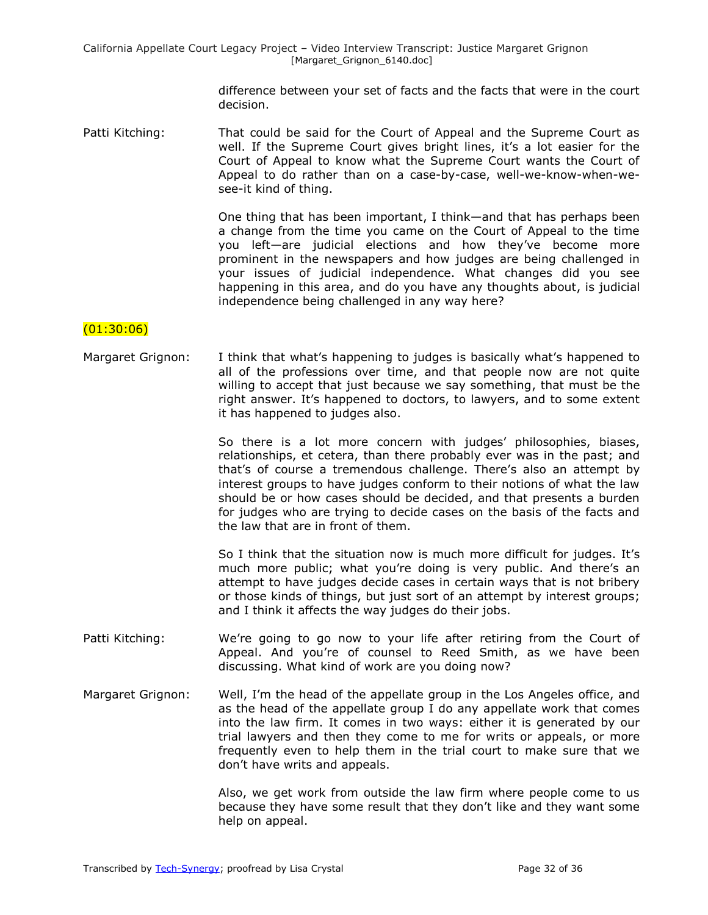difference between your set of facts and the facts that were in the court decision.

Patti Kitching: That could be said for the Court of Appeal and the Supreme Court as well. If the Supreme Court gives bright lines, it's a lot easier for the Court of Appeal to know what the Supreme Court wants the Court of Appeal to do rather than on a case-by-case, well-we-know-when-we-see-it kind of thing.

One thing that has been important, I think—and that has perhaps been a change from the time you came on the Court of Appeal to the time you left—are judicial elections and how they've become more prominent in the newspapers and how judges are being challenged in your issues of judicial independence. What changes did you see happening in this area, and do you have any thoughts about, is judicial independence being challenged in any way here?

(01:30:06)

Margaret Grignon: I think that what's happening to judges is basically what's happened to all of the professions over time, and that people now are not quite willing to accept that just because we say something, that must be the right answer. It's happened to doctors, to lawyers, and to some extent it has happened to judges also.

So there is a lot more concern with judges' philosophies, biases, relationships, et cetera, than there probably ever was in the past; and that's of course a tremendous challenge. There's also an attempt by interest groups to have judges conform to their notions of what the law should be or how cases should be decided, and that presents a burden for judges who are trying to decide cases on the basis of the facts and the law that are in front of them.

So I think that the situation now is much more difficult for judges. It's much more public; what you're doing is very public. And there's an attempt to have judges decide cases in certain ways that is not bribery or those kinds of things, but just sort of an attempt by interest groups; and I think it affects the way judges do their jobs.

Patti Kitching: We're going to go now to your life after retiring from the Court of Appeal. And you're of counsel to Reed Smith, as we have been discussing. What kind of work are you doing now?

Margaret Grignon: Well, I'm the head of the appellate group in the Los Angeles office, and as the head of the appellate group I do any appellate work that comes into the law firm. It comes in two ways: either it is generated by our trial lawyers and then they come to me for writs or appeals, or more frequently even to help them in the trial court to make sure that we don't have writs and appeals.

Also, we get work from outside the law firm where people come to us because they have some result that they don't like and they want some help on appeal.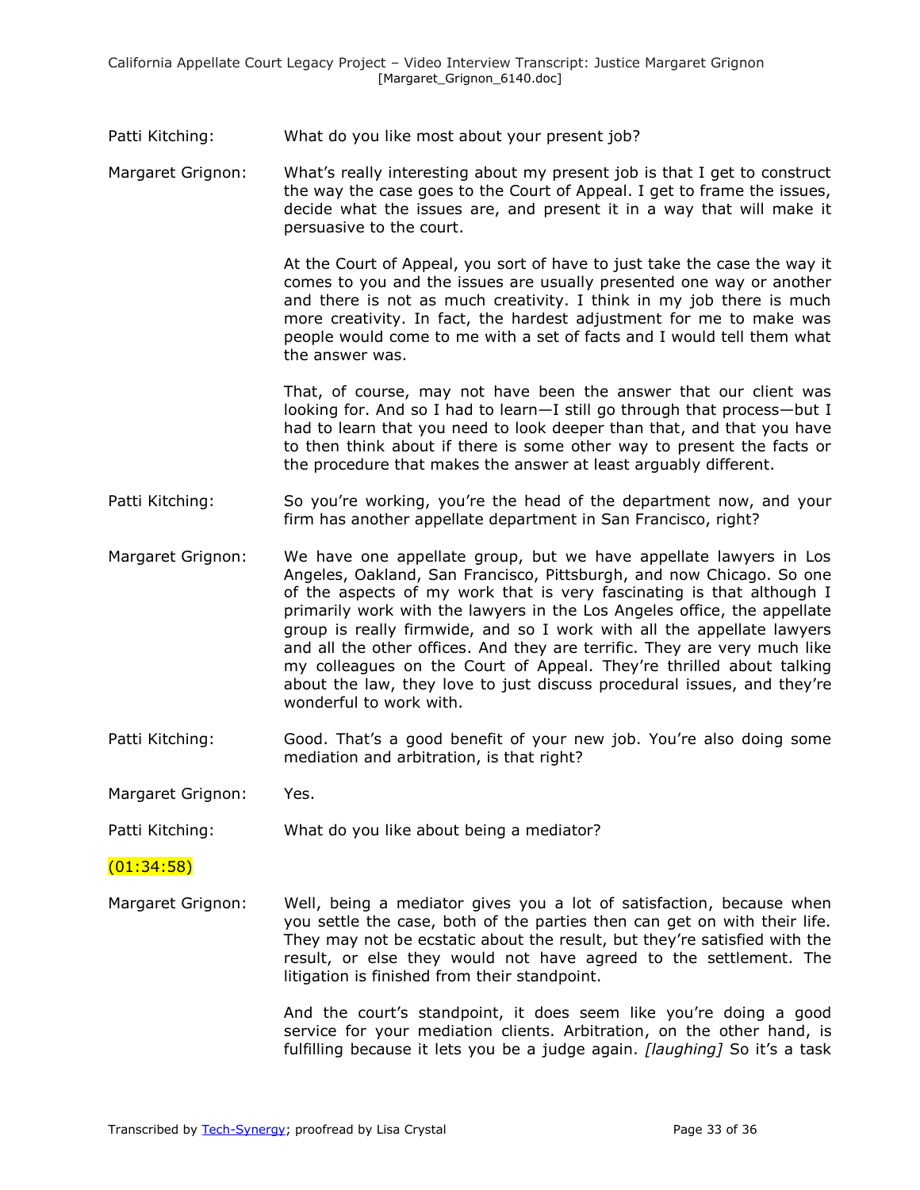Patti Kitching: What do you like most about your present job?

Margaret Grignon: What's really interesting about my present job is that I get to construct the way the case goes to the Court of Appeal. I get to frame the issues, decide what the issues are, and present it in a way that will make it persuasive to the court.

At the Court of Appeal, you sort of have to just take the case the way it comes to you and the issues are usually presented one way or another and there is not as much creativity. I think in my job there is much more creativity. In fact, the hardest adjustment for me to make was people would come to me with a set of facts and I would tell them what the answer was.

That, of course, may not have been the answer that our client was looking for. And so I had to learn—I still go through that process—but I had to learn that you need to look deeper than that, and that you have to then think about if there is some other way to present the facts or the procedure that makes the answer at least arguably different.

Patti Kitching: So you're working, you're the head of the department now, and your firm has another appellate department in San Francisco, right?

Margaret Grignon: We have one appellate group, but we have appellate lawyers in Los Angeles, Oakland, San Francisco, Pittsburgh, and now Chicago. So one of the aspects of my work that is very fascinating is that although I primarily work with the lawyers in the Los Angeles office, the appellate group is really firmwide, and so I work with all the appellate lawyers and all the other offices. And they are terrific. They are very much like my colleagues on the Court of Appeal. They're thrilled about talking about the law, they love to just discuss procedural issues, and they're wonderful to work with.

Patti Kitching: Good. That's a good benefit of your new job. You're also doing some mediation and arbitration, is that right?

Margaret Grignon: Yes.

Patti Kitching: What do you like about being a mediator?

(01:34:58)

Margaret Grignon: Well, being a mediator gives you a lot of satisfaction, because when you settle the case, both of the parties then can get on with their life. They may not be ecstatic about the result, but they're satisfied with the result, or else they would not have agreed to the settlement. The litigation is finished from their standpoint.

And the court's standpoint, it does seem like you're doing a good service for your mediation clients. Arbitration, on the other hand, is fulfilling because it lets you be a judge again. *[laughing]* So it's a task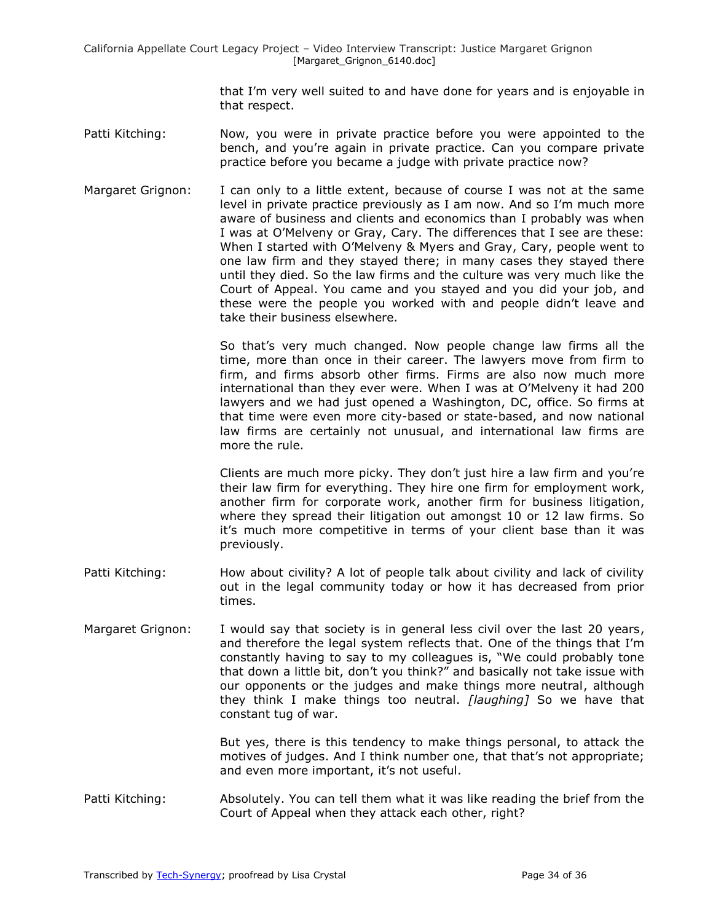that I'm very well suited to and have done for years and is enjoyable in that respect.

Patti Kitching: Now, you were in private practice before you were appointed to the bench, and you're again in private practice. Can you compare private practice before you became a judge with private practice now?

Margaret Grignon: I can only to a little extent, because of course I was not at the same level in private practice previously as I am now. And so I'm much more aware of business and clients and economics than I probably was when I was at O'Melveny or Gray, Cary. The differences that I see are these: When I started with O'Melveny & Myers and Gray, Cary, people went to one law firm and they stayed there; in many cases they stayed there until they died. So the law firms and the culture was very much like the Court of Appeal. You came and you stayed and you did your job, and these were the people you worked with and people didn't leave and take their business elsewhere.

So that's very much changed. Now people change law firms all the time, more than once in their career. The lawyers move from firm to firm, and firms absorb other firms. Firms are also now much more international than they ever were. When I was at O'Melveny it had 200 lawyers and we had just opened a Washington, DC, office. So firms at that time were even more city-based or state-based, and now national law firms are certainly not unusual, and international law firms are more the rule.

Clients are much more picky. They don't just hire a law firm and you're their law firm for everything. They hire one firm for employment work, another firm for corporate work, another firm for business litigation, where they spread their litigation out amongst 10 or 12 law firms. So it's much more competitive in terms of your client base than it was previously.

Patti Kitching: How about civility? A lot of people talk about civility and lack of civility out in the legal community today or how it has decreased from prior times.

Margaret Grignon: I would say that society is in general less civil over the last 20 years, and therefore the legal system reflects that. One of the things that I'm constantly having to say to my colleagues is, "We could probably tone that down a little bit, don't you think?" and basically not take issue with our opponents or the judges and make things more neutral, although they think I make things too neutral. *[laughing]* So we have that constant tug of war.

But yes, there is this tendency to make things personal, to attack the motives of judges. And I think number one, that that's not appropriate; and even more important, it's not useful.

Patti Kitching: Absolutely. You can tell them what it was like reading the brief from the Court of Appeal when they attack each other, right?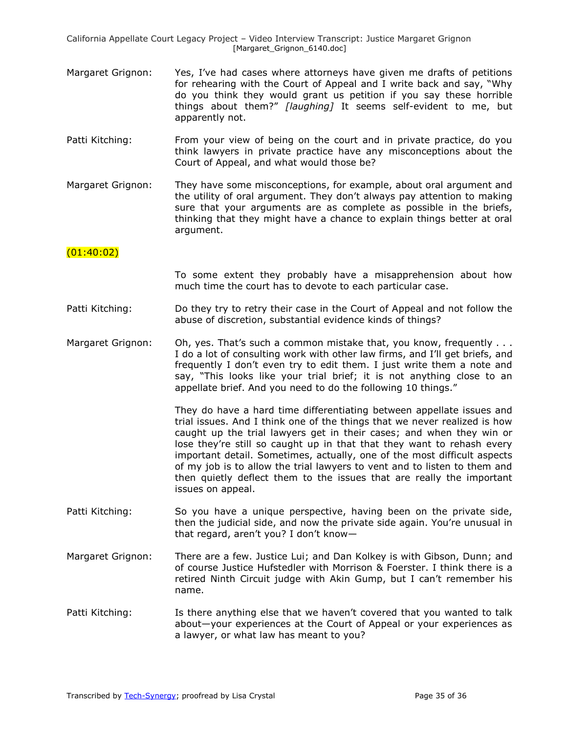Margaret Grignon: Yes, I've had cases where attorneys have given me drafts of petitions for rehearing with the Court of Appeal and I write back and say, "Why do you think they would grant us petition if you say these horrible things about them?" *[laughing]* It seems self-evident to me, but apparently not.

Patti Kitching: From your view of being on the court and in private practice, do you think lawyers in private practice have any misconceptions about the Court of Appeal, and what would those be?

Margaret Grignon: They have some misconceptions, for example, about oral argument and the utility of oral argument. They don't always pay attention to making sure that your arguments are as complete as possible in the briefs, thinking that they might have a chance to explain things better at oral argument.

(01:40:02)

To some extent they probably have a misapprehension about how much time the court has to devote to each particular case.

Patti Kitching: Do they try to retry their case in the Court of Appeal and not follow the abuse of discretion, substantial evidence kinds of things?

Margaret Grignon: Oh, yes. That's such a common mistake that, you know, frequently . . . I do a lot of consulting work with other law firms, and I'll get briefs, and frequently I don't even try to edit them. I just write them a note and say, "This looks like your trial brief; it is not anything close to an appellate brief. And you need to do the following 10 things."

They do have a hard time differentiating between appellate issues and trial issues. And I think one of the things that we never realized is how caught up the trial lawyers get in their cases; and when they win or lose they're still so caught up in that that they want to rehash every important detail. Sometimes, actually, one of the most difficult aspects of my job is to allow the trial lawyers to vent and to listen to them and then quietly deflect them to the issues that are really the important issues on appeal.

Patti Kitching: So you have a unique perspective, having been on the private side, then the judicial side, and now the private side again. You're unusual in that regard, aren't you? I don't know—

Margaret Grignon: There are a few. Justice Lui; and Dan Kolkey is with Gibson, Dunn; and of course Justice Hufstedler with Morrison & Foerster. I think there is a retired Ninth Circuit judge with Akin Gump, but I can't remember his name.

Patti Kitching: Is there anything else that we haven't covered that you wanted to talk about—your experiences at the Court of Appeal or your experiences as a lawyer, or what law has meant to you?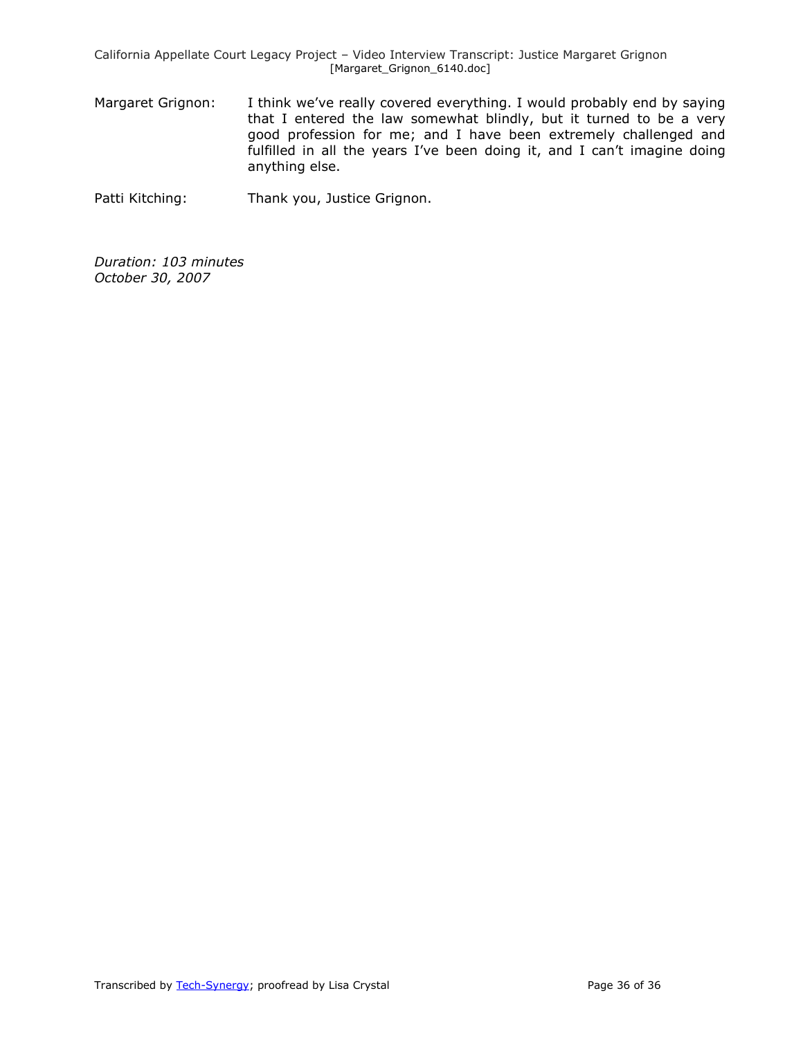Margaret Grignon: I think we've really covered everything. I would probably end by saying that I entered the law somewhat blindly, but it turned to be a very good profession for me; and I have been extremely challenged and fulfilled in all the years I've been doing it, and I can't imagine doing anything else.

Patti Kitching: Thank you, Justice Grignon.

*Duration: 103 minutes*
*October 30, 2007*

Transcribed by Tech-Synergy; proofread by Lisa Crystal